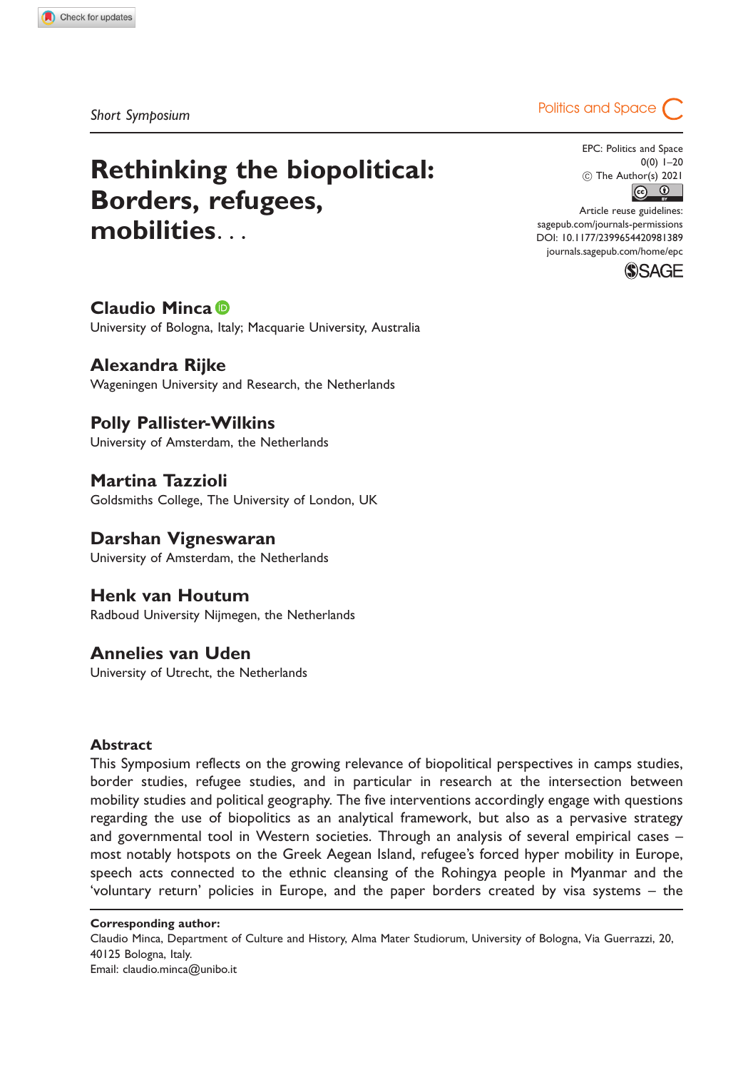Short Symposium

# Rethinking the biopolitical: Borders, refugees, mobilities. . .

**Claudio Minca**
University of Bologna, Italy; Macquarie University, Australia

**Alexandra Rijke**
Wageningen University and Research, the Netherlands

**Polly Pallister-Wilkins**
University of Amsterdam, the Netherlands

**Martina Tazzioli**
Goldsmiths College, The University of London, UK

**Darshan Vigneswaran**
University of Amsterdam, the Netherlands

**Henk van Houtum**
Radboud University Nijmegen, the Netherlands

**Annelies van Uden**
University of Utrecht, the Netherlands

## Abstract

This Symposium reflects on the growing relevance of biopolitical perspectives in camps studies, border studies, refugee studies, and in particular in research at the intersection between mobility studies and political geography. The five interventions accordingly engage with questions regarding the use of biopolitics as an analytical framework, but also as a pervasive strategy and governmental tool in Western societies. Through an analysis of several empirical cases – most notably hotspots on the Greek Aegean Island, refugee's forced hyper mobility in Europe, speech acts connected to the ethnic cleansing of the Rohingya people in Myanmar and the 'voluntary return' policies in Europe, and the paper borders created by visa systems – the

**Corresponding author:**
Claudio Minca, Department of Culture and History, Alma Mater Studiorum, University of Bologna, Via Guerrazzi, 20, 40125 Bologna, Italy.
Email: claudio.minca@unibo.it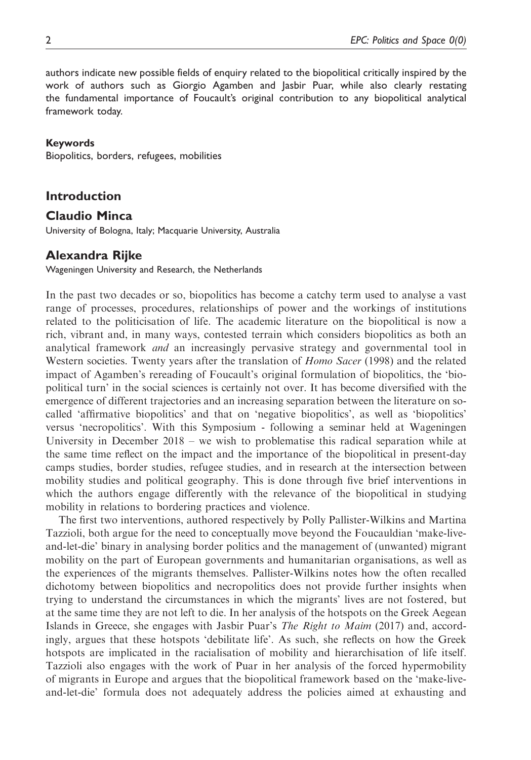authors indicate new possible fields of enquiry related to the biopolitical critically inspired by the work of authors such as Giorgio Agamben and Jasbir Puar, while also clearly restating the fundamental importance of Foucault's original contribution to any biopolitical analytical framework today.

**Keywords**

Biopolitics, borders, refugees, mobilities

## Introduction

### Claudio Minca

University of Bologna, Italy; Macquarie University, Australia

### Alexandra Rijke

Wageningen University and Research, the Netherlands

In the past two decades or so, biopolitics has become a catchy term used to analyse a vast range of processes, procedures, relationships of power and the workings of institutions related to the politicisation of life. The academic literature on the biopolitical is now a rich, vibrant and, in many ways, contested terrain which considers biopolitics as both an analytical framework *and* an increasingly pervasive strategy and governmental tool in Western societies. Twenty years after the translation of *Homo Sacer* (1998) and the related impact of Agamben's rereading of Foucault's original formulation of biopolitics, the 'biopolitical turn' in the social sciences is certainly not over. It has become diversified with the emergence of different trajectories and an increasing separation between the literature on so-called 'affirmative biopolitics' and that on 'negative biopolitics', as well as 'biopolitics' versus 'necropolitics'. With this Symposium - following a seminar held at Wageningen University in December 2018 – we wish to problematise this radical separation while at the same time reflect on the impact and the importance of the biopolitical in present-day camps studies, border studies, refugee studies, and in research at the intersection between mobility studies and political geography. This is done through five brief interventions in which the authors engage differently with the relevance of the biopolitical in studying mobility in relations to bordering practices and violence.

The first two interventions, authored respectively by Polly Pallister-Wilkins and Martina Tazzioli, both argue for the need to conceptually move beyond the Foucauldian 'make-live-and-let-die' binary in analysing border politics and the management of (unwanted) migrant mobility on the part of European governments and humanitarian organisations, as well as the experiences of the migrants themselves. Pallister-Wilkins notes how the often recalled dichotomy between biopolitics and necropolitics does not provide further insights when trying to understand the circumstances in which the migrants' lives are not fostered, but at the same time they are not left to die. In her analysis of the hotspots on the Greek Aegean Islands in Greece, she engages with Jasbir Puar's *The Right to Maim* (2017) and, accordingly, argues that these hotspots 'debilitate life'. As such, she reflects on how the Greek hotspots are implicated in the racialisation of mobility and hierarchisation of life itself. Tazzioli also engages with the work of Puar in her analysis of the forced hypermobility of migrants in Europe and argues that the biopolitical framework based on the 'make-live-and-let-die' formula does not adequately address the policies aimed at exhausting and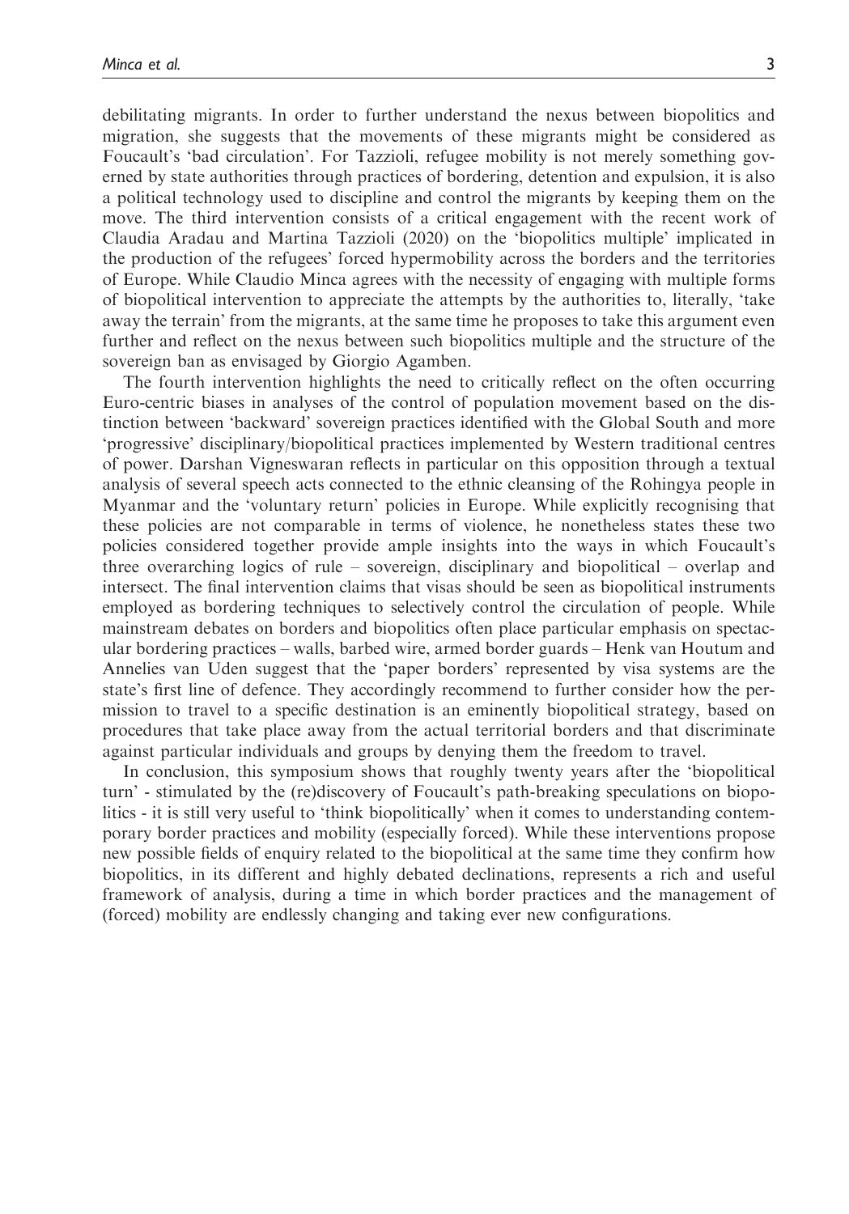debilitating migrants. In order to further understand the nexus between biopolitics and migration, she suggests that the movements of these migrants might be considered as Foucault's 'bad circulation'. For Tazzioli, refugee mobility is not merely something governed by state authorities through practices of bordering, detention and expulsion, it is also a political technology used to discipline and control the migrants by keeping them on the move. The third intervention consists of a critical engagement with the recent work of Claudia Aradau and Martina Tazzioli (2020) on the 'biopolitics multiple' implicated in the production of the refugees' forced hypermobility across the borders and the territories of Europe. While Claudio Minca agrees with the necessity of engaging with multiple forms of biopolitical intervention to appreciate the attempts by the authorities to, literally, 'take away the terrain' from the migrants, at the same time he proposes to take this argument even further and reflect on the nexus between such biopolitics multiple and the structure of the sovereign ban as envisaged by Giorgio Agamben.

The fourth intervention highlights the need to critically reflect on the often occurring Euro-centric biases in analyses of the control of population movement based on the distinction between 'backward' sovereign practices identified with the Global South and more 'progressive' disciplinary/biopolitical practices implemented by Western traditional centres of power. Darshan Vigneswaran reflects in particular on this opposition through a textual analysis of several speech acts connected to the ethnic cleansing of the Rohingya people in Myanmar and the 'voluntary return' policies in Europe. While explicitly recognising that these policies are not comparable in terms of violence, he nonetheless states these two policies considered together provide ample insights into the ways in which Foucault's three overarching logics of rule – sovereign, disciplinary and biopolitical – overlap and intersect. The final intervention claims that visas should be seen as biopolitical instruments employed as bordering techniques to selectively control the circulation of people. While mainstream debates on borders and biopolitics often place particular emphasis on spectacular bordering practices – walls, barbed wire, armed border guards – Henk van Houtum and Annelies van Uden suggest that the 'paper borders' represented by visa systems are the state's first line of defence. They accordingly recommend to further consider how the permission to travel to a specific destination is an eminently biopolitical strategy, based on procedures that take place away from the actual territorial borders and that discriminate against particular individuals and groups by denying them the freedom to travel.

In conclusion, this symposium shows that roughly twenty years after the 'biopolitical turn' - stimulated by the (re)discovery of Foucault's path-breaking speculations on biopolitics - it is still very useful to 'think biopolitically' when it comes to understanding contemporary border practices and mobility (especially forced). While these interventions propose new possible fields of enquiry related to the biopolitical at the same time they confirm how biopolitics, in its different and highly debated declinations, represents a rich and useful framework of analysis, during a time in which border practices and the management of (forced) mobility are endlessly changing and taking ever new configurations.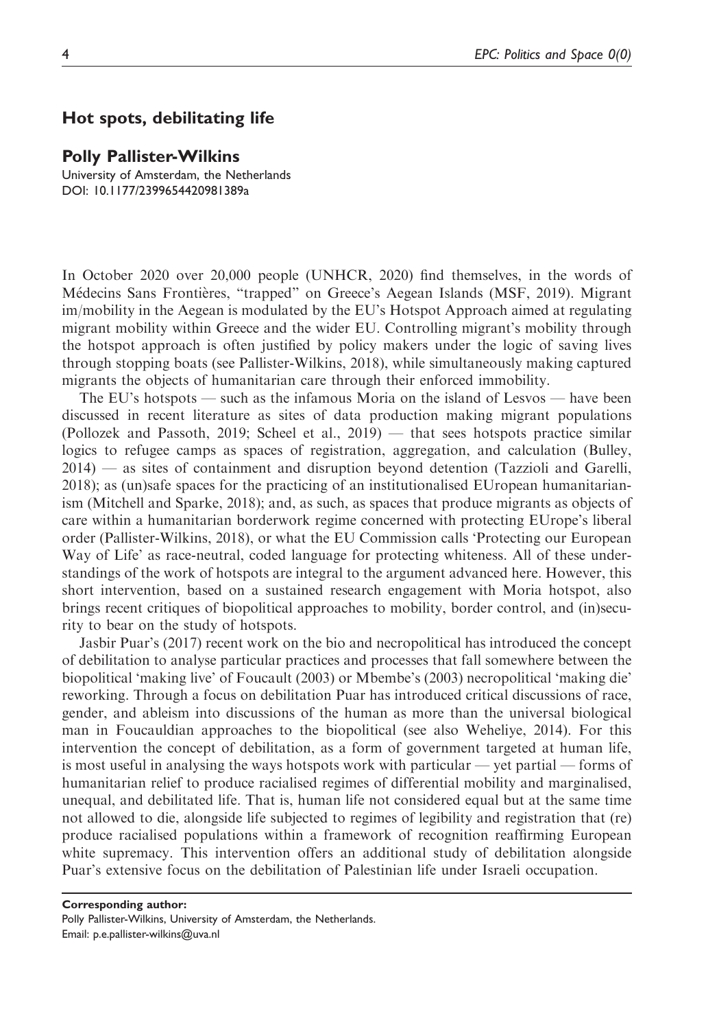## Hot spots, debilitating life

**Polly Pallister-Wilkins**

University of Amsterdam, the Netherlands
DOI: 10.1177/2399654420981389a

In October 2020 over 20,000 people (UNHCR, 2020) find themselves, in the words of Médecins Sans Frontières, "trapped" on Greece's Aegean Islands (MSF, 2019). Migrant im/mobility in the Aegean is modulated by the EU's Hotspot Approach aimed at regulating migrant mobility within Greece and the wider EU. Controlling migrant's mobility through the hotspot approach is often justified by policy makers under the logic of saving lives through stopping boats (see Pallister-Wilkins, 2018), while simultaneously making captured migrants the objects of humanitarian care through their enforced immobility.

The EU's hotspots — such as the infamous Moria on the island of Lesvos — have been discussed in recent literature as sites of data production making migrant populations (Pollozek and Passoth, 2019; Scheel et al., 2019) — that sees hotspots practice similar logics to refugee camps as spaces of registration, aggregation, and calculation (Bulley, 2014) — as sites of containment and disruption beyond detention (Tazzioli and Garelli, 2018); as (un)safe spaces for the practicing of an institutionalised EUropean humanitarianism (Mitchell and Sparke, 2018); and, as such, as spaces that produce migrants as objects of care within a humanitarian borderwork regime concerned with protecting EUrope's liberal order (Pallister-Wilkins, 2018), or what the EU Commission calls 'Protecting our European Way of Life' as race-neutral, coded language for protecting whiteness. All of these understandings of the work of hotspots are integral to the argument advanced here. However, this short intervention, based on a sustained research engagement with Moria hotspot, also brings recent critiques of biopolitical approaches to mobility, border control, and (in)security to bear on the study of hotspots.

Jasbir Puar's (2017) recent work on the bio and necropolitical has introduced the concept of debilitation to analyse particular practices and processes that fall somewhere between the biopolitical 'making live' of Foucault (2003) or Mbembe's (2003) necropolitical 'making die' reworking. Through a focus on debilitation Puar has introduced critical discussions of race, gender, and ableism into discussions of the human as more than the universal biological man in Foucauldian approaches to the biopolitical (see also Weheliye, 2014). For this intervention the concept of debilitation, as a form of government targeted at human life, is most useful in analysing the ways hotspots work with particular — yet partial — forms of humanitarian relief to produce racialised regimes of differential mobility and marginalised, unequal, and debilitated life. That is, human life not considered equal but at the same time not allowed to die, alongside life subjected to regimes of legibility and registration that (re) produce racialised populations within a framework of recognition reaffirming European white supremacy. This intervention offers an additional study of debilitation alongside Puar's extensive focus on the debilitation of Palestinian life under Israeli occupation.

**Corresponding author:**
Polly Pallister-Wilkins, University of Amsterdam, the Netherlands.
Email: p.e.pallister-wilkins@uva.nl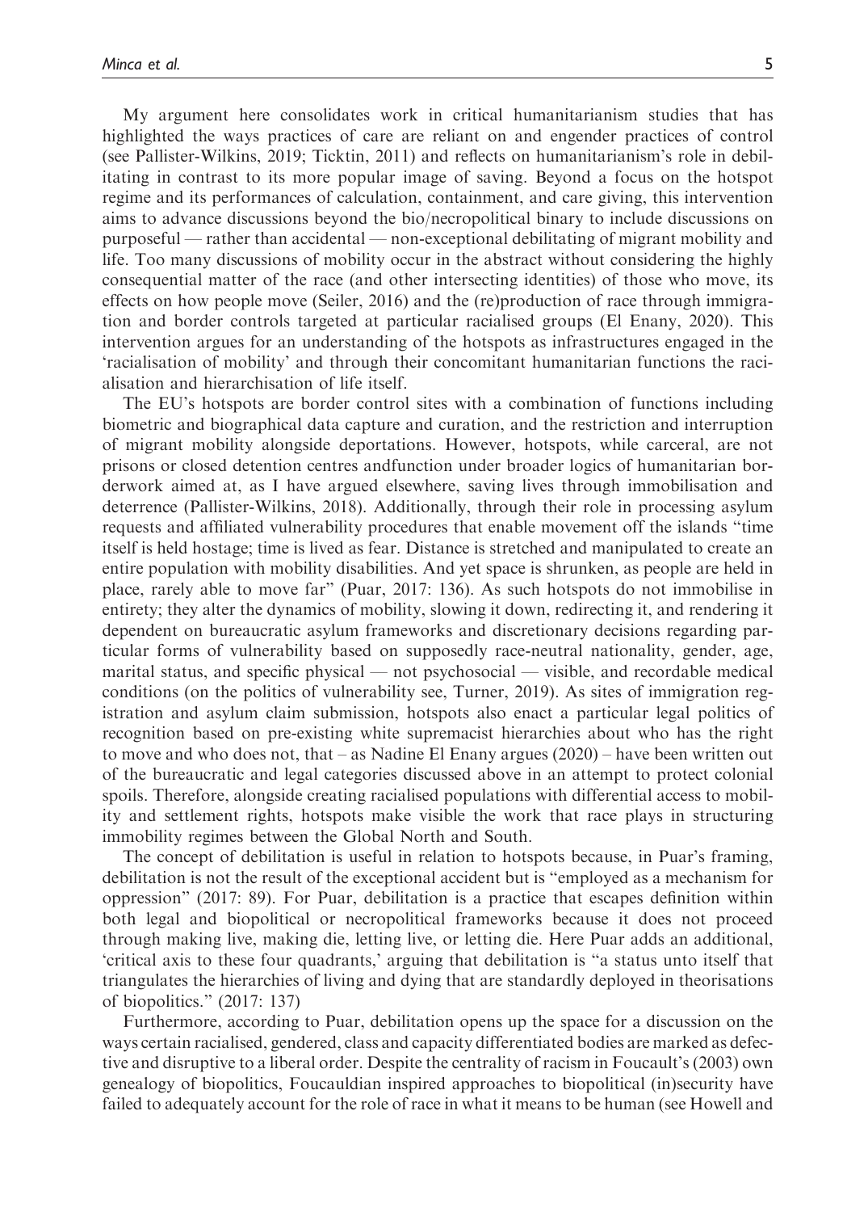My argument here consolidates work in critical humanitarianism studies that has highlighted the ways practices of care are reliant on and engender practices of control (see Pallister-Wilkins, 2019; Ticktin, 2011) and reflects on humanitarianism's role in debilitating in contrast to its more popular image of saving. Beyond a focus on the hotspot regime and its performances of calculation, containment, and care giving, this intervention aims to advance discussions beyond the bio/necropolitical binary to include discussions on purposeful — rather than accidental — non-exceptional debilitating of migrant mobility and life. Too many discussions of mobility occur in the abstract without considering the highly consequential matter of the race (and other intersecting identities) of those who move, its effects on how people move (Seiler, 2016) and the (re)production of race through immigration and border controls targeted at particular racialised groups (El Enany, 2020). This intervention argues for an understanding of the hotspots as infrastructures engaged in the 'racialisation of mobility' and through their concomitant humanitarian functions the racialisation and hierarchisation of life itself.

The EU's hotspots are border control sites with a combination of functions including biometric and biographical data capture and curation, and the restriction and interruption of migrant mobility alongside deportations. However, hotspots, while carceral, are not prisons or closed detention centres andfunction under broader logics of humanitarian borderwork aimed at, as I have argued elsewhere, saving lives through immobilisation and deterrence (Pallister-Wilkins, 2018). Additionally, through their role in processing asylum requests and affiliated vulnerability procedures that enable movement off the islands "time itself is held hostage; time is lived as fear. Distance is stretched and manipulated to create an entire population with mobility disabilities. And yet space is shrunken, as people are held in place, rarely able to move far" (Puar, 2017: 136). As such hotspots do not immobilise in entirety; they alter the dynamics of mobility, slowing it down, redirecting it, and rendering it dependent on bureaucratic asylum frameworks and discretionary decisions regarding particular forms of vulnerability based on supposedly race-neutral nationality, gender, age, marital status, and specific physical — not psychosocial — visible, and recordable medical conditions (on the politics of vulnerability see, Turner, 2019). As sites of immigration registration and asylum claim submission, hotspots also enact a particular legal politics of recognition based on pre-existing white supremacist hierarchies about who has the right to move and who does not, that – as Nadine El Enany argues (2020) – have been written out of the bureaucratic and legal categories discussed above in an attempt to protect colonial spoils. Therefore, alongside creating racialised populations with differential access to mobility and settlement rights, hotspots make visible the work that race plays in structuring immobility regimes between the Global North and South.

The concept of debilitation is useful in relation to hotspots because, in Puar's framing, debilitation is not the result of the exceptional accident but is "employed as a mechanism for oppression" (2017: 89). For Puar, debilitation is a practice that escapes definition within both legal and biopolitical or necropolitical frameworks because it does not proceed through making live, making die, letting live, or letting die. Here Puar adds an additional, 'critical axis to these four quadrants,' arguing that debilitation is "a status unto itself that triangulates the hierarchies of living and dying that are standardly deployed in theorisations of biopolitics." (2017: 137)

Furthermore, according to Puar, debilitation opens up the space for a discussion on the ways certain racialised, gendered, class and capacity differentiated bodies are marked as defective and disruptive to a liberal order. Despite the centrality of racism in Foucault's (2003) own genealogy of biopolitics, Foucauldian inspired approaches to biopolitical (in)security have failed to adequately account for the role of race in what it means to be human (see Howell and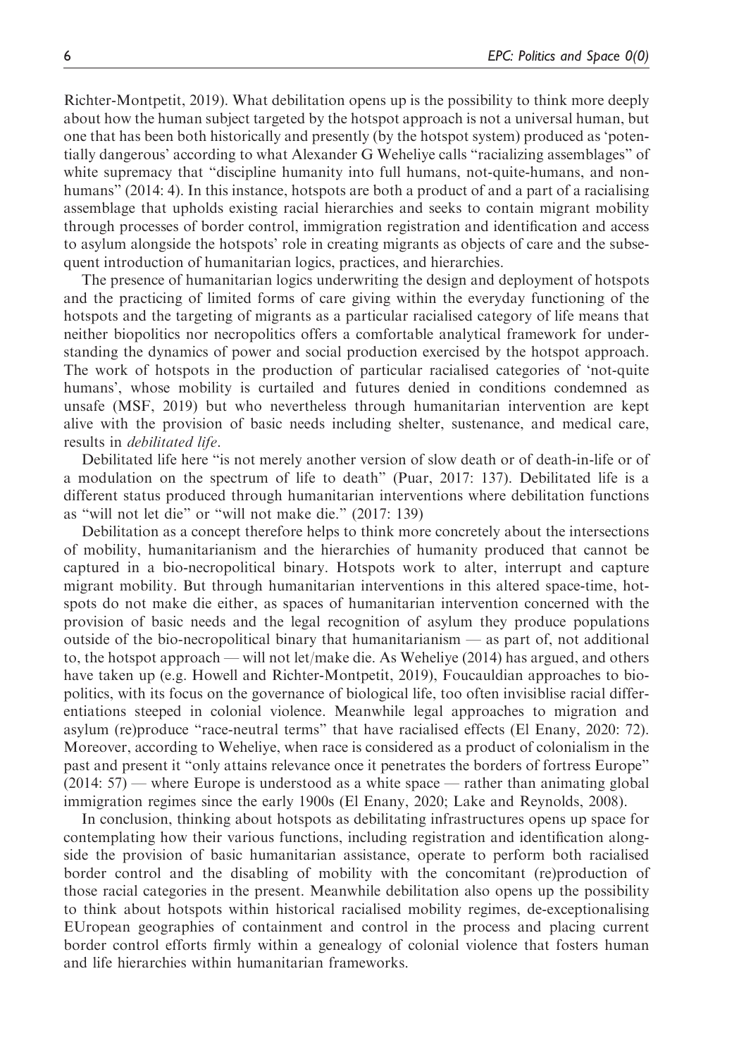Richter-Montpetit, 2019). What debilitation opens up is the possibility to think more deeply about how the human subject targeted by the hotspot approach is not a universal human, but one that has been both historically and presently (by the hotspot system) produced as 'potentially dangerous' according to what Alexander G Weheliye calls "racializing assemblages" of white supremacy that "discipline humanity into full humans, not-quite-humans, and nonhumans" (2014: 4). In this instance, hotspots are both a product of and a part of a racialising assemblage that upholds existing racial hierarchies and seeks to contain migrant mobility through processes of border control, immigration registration and identification and access to asylum alongside the hotspots' role in creating migrants as objects of care and the subsequent introduction of humanitarian logics, practices, and hierarchies.

The presence of humanitarian logics underwriting the design and deployment of hotspots and the practicing of limited forms of care giving within the everyday functioning of the hotspots and the targeting of migrants as a particular racialised category of life means that neither biopolitics nor necropolitics offers a comfortable analytical framework for understanding the dynamics of power and social production exercised by the hotspot approach. The work of hotspots in the production of particular racialised categories of 'not-quite humans', whose mobility is curtailed and futures denied in conditions condemned as unsafe (MSF, 2019) but who nevertheless through humanitarian intervention are kept alive with the provision of basic needs including shelter, sustenance, and medical care, results in *debilitated life*.

Debilitated life here "is not merely another version of slow death or of death-in-life or of a modulation on the spectrum of life to death" (Puar, 2017: 137). Debilitated life is a different status produced through humanitarian interventions where debilitation functions as "will not let die" or "will not make die." (2017: 139)

Debilitation as a concept therefore helps to think more concretely about the intersections of mobility, humanitarianism and the hierarchies of humanity produced that cannot be captured in a bio-necropolitical binary. Hotspots work to alter, interrupt and capture migrant mobility. But through humanitarian interventions in this altered space-time, hotspots do not make die either, as spaces of humanitarian intervention concerned with the provision of basic needs and the legal recognition of asylum they produce populations outside of the bio-necropolitical binary that humanitarianism — as part of, not additional to, the hotspot approach — will not let/make die. As Weheliye (2014) has argued, and others have taken up (e.g. Howell and Richter-Montpetit, 2019), Foucauldian approaches to biopolitics, with its focus on the governance of biological life, too often invisiblise racial differentiations steeped in colonial violence. Meanwhile legal approaches to migration and asylum (re)produce "race-neutral terms" that have racialised effects (El Enany, 2020: 72). Moreover, according to Weheliye, when race is considered as a product of colonialism in the past and present it "only attains relevance once it penetrates the borders of fortress Europe" (2014: 57) — where Europe is understood as a white space — rather than animating global immigration regimes since the early 1900s (El Enany, 2020; Lake and Reynolds, 2008).

In conclusion, thinking about hotspots as debilitating infrastructures opens up space for contemplating how their various functions, including registration and identification alongside the provision of basic humanitarian assistance, operate to perform both racialised border control and the disabling of mobility with the concomitant (re)production of those racial categories in the present. Meanwhile debilitation also opens up the possibility to think about hotspots within historical racialised mobility regimes, de-exceptionalising EUropean geographies of containment and control in the process and placing current border control efforts firmly within a genealogy of colonial violence that fosters human and life hierarchies within humanitarian frameworks.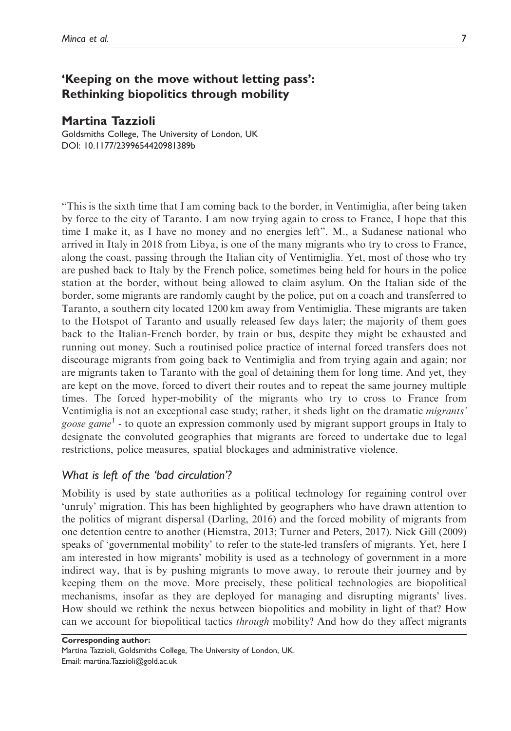## 'Keeping on the move without letting pass': Rethinking biopolitics through mobility

### Martina Tazzioli

Goldsmiths College, The University of London, UK
DOI: 10.1177/2399654420981389b

"This is the sixth time that I am coming back to the border, in Ventimiglia, after being taken by force to the city of Taranto. I am now trying again to cross to France, I hope that this time I make it, as I have no money and no energies left". M., a Sudanese national who arrived in Italy in 2018 from Libya, is one of the many migrants who try to cross to France, along the coast, passing through the Italian city of Ventimiglia. Yet, most of those who try are pushed back to Italy by the French police, sometimes being held for hours in the police station at the border, without being allowed to claim asylum. On the Italian side of the border, some migrants are randomly caught by the police, put on a coach and transferred to Taranto, a southern city located 1200 km away from Ventimiglia. These migrants are taken to the Hotspot of Taranto and usually released few days later; the majority of them goes back to the Italian-French border, by train or bus, despite they might be exhausted and running out money. Such a routinised police practice of internal forced transfers does not discourage migrants from going back to Ventimiglia and from trying again and again; nor are migrants taken to Taranto with the goal of detaining them for long time. And yet, they are kept on the move, forced to divert their routes and to repeat the same journey multiple times. The forced hyper-mobility of the migrants who try to cross to France from Ventimiglia is not an exceptional case study; rather, it sheds light on the dramatic *migrants' goose game*[1] - to quote an expression commonly used by migrant support groups in Italy to designate the convoluted geographies that migrants are forced to undertake due to legal restrictions, police measures, spatial blockages and administrative violence.

### *What is left of the 'bad circulation'?*

Mobility is used by state authorities as a political technology for regaining control over 'unruly' migration. This has been highlighted by geographers who have drawn attention to the politics of migrant dispersal (Darling, 2016) and the forced mobility of migrants from one detention centre to another (Hiemstra, 2013; Turner and Peters, 2017). Nick Gill (2009) speaks of 'governmental mobility' to refer to the state-led transfers of migrants. Yet, here I am interested in how migrants' mobility is used as a technology of government in a more indirect way, that is by pushing migrants to move away, to reroute their journey and by keeping them on the move. More precisely, these political technologies are biopolitical mechanisms, insofar as they are deployed for managing and disrupting migrants' lives. How should we rethink the nexus between biopolitics and mobility in light of that? How can we account for biopolitical tactics *through* mobility? And how do they affect migrants

**Corresponding author:**
Martina Tazzioli, Goldsmiths College, The University of London, UK.
Email: martina.Tazzioli@gold.ac.uk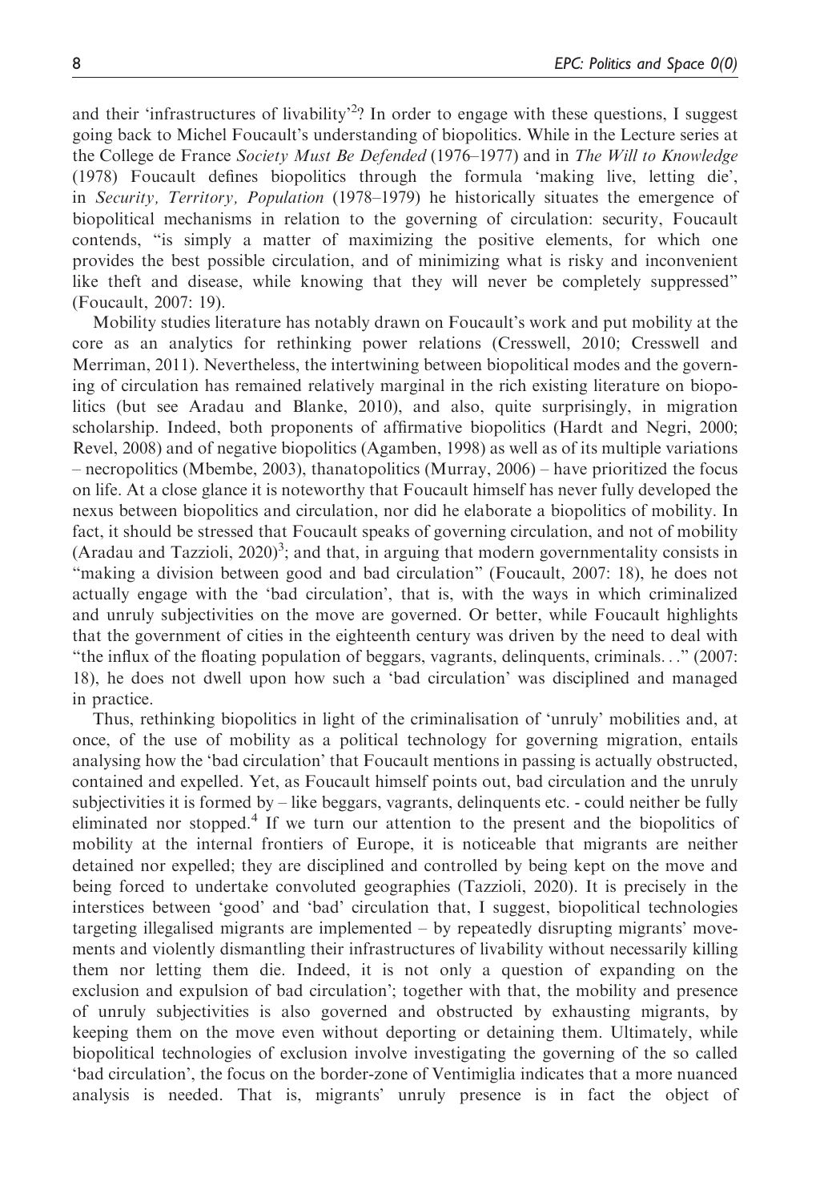and their 'infrastructures of livability'[2]? In order to engage with these questions, I suggest going back to Michel Foucault's understanding of biopolitics. While in the Lecture series at the College de France *Society Must Be Defended* (1976–1977) and in *The Will to Knowledge* (1978) Foucault defines biopolitics through the formula 'making live, letting die', in *Security, Territory, Population* (1978–1979) he historically situates the emergence of biopolitical mechanisms in relation to the governing of circulation: security, Foucault contends, "is simply a matter of maximizing the positive elements, for which one provides the best possible circulation, and of minimizing what is risky and inconvenient like theft and disease, while knowing that they will never be completely suppressed" (Foucault, 2007: 19).

Mobility studies literature has notably drawn on Foucault's work and put mobility at the core as an analytics for rethinking power relations (Cresswell, 2010; Cresswell and Merriman, 2011). Nevertheless, the intertwining between biopolitical modes and the governing of circulation has remained relatively marginal in the rich existing literature on biopolitics (but see Aradau and Blanke, 2010), and also, quite surprisingly, in migration scholarship. Indeed, both proponents of affirmative biopolitics (Hardt and Negri, 2000; Revel, 2008) and of negative biopolitics (Agamben, 1998) as well as of its multiple variations – necropolitics (Mbembe, 2003), thanatopolitics (Murray, 2006) – have prioritized the focus on life. At a close glance it is noteworthy that Foucault himself has never fully developed the nexus between biopolitics and circulation, nor did he elaborate a biopolitics of mobility. In fact, it should be stressed that Foucault speaks of governing circulation, and not of mobility (Aradau and Tazzioli, 2020)[3]; and that, in arguing that modern governmentality consists in "making a division between good and bad circulation" (Foucault, 2007: 18), he does not actually engage with the 'bad circulation', that is, with the ways in which criminalized and unruly subjectivities on the move are governed. Or better, while Foucault highlights that the government of cities in the eighteenth century was driven by the need to deal with "the influx of the floating population of beggars, vagrants, delinquents, criminals..." (2007: 18), he does not dwell upon how such a 'bad circulation' was disciplined and managed in practice.

Thus, rethinking biopolitics in light of the criminalisation of 'unruly' mobilities and, at once, of the use of mobility as a political technology for governing migration, entails analysing how the 'bad circulation' that Foucault mentions in passing is actually obstructed, contained and expelled. Yet, as Foucault himself points out, bad circulation and the unruly subjectivities it is formed by – like beggars, vagrants, delinquents etc. - could neither be fully eliminated nor stopped.[4] If we turn our attention to the present and the biopolitics of mobility at the internal frontiers of Europe, it is noticeable that migrants are neither detained nor expelled; they are disciplined and controlled by being kept on the move and being forced to undertake convoluted geographies (Tazzioli, 2020). It is precisely in the interstices between 'good' and 'bad' circulation that, I suggest, biopolitical technologies targeting illegalised migrants are implemented – by repeatedly disrupting migrants' movements and violently dismantling their infrastructures of livability without necessarily killing them nor letting them die. Indeed, it is not only a question of expanding on the exclusion and expulsion of bad circulation'; together with that, the mobility and presence of unruly subjectivities is also governed and obstructed by exhausting migrants, by keeping them on the move even without deporting or detaining them. Ultimately, while biopolitical technologies of exclusion involve investigating the governing of the so called 'bad circulation', the focus on the border-zone of Ventimiglia indicates that a more nuanced analysis is needed. That is, migrants' unruly presence is in fact the object of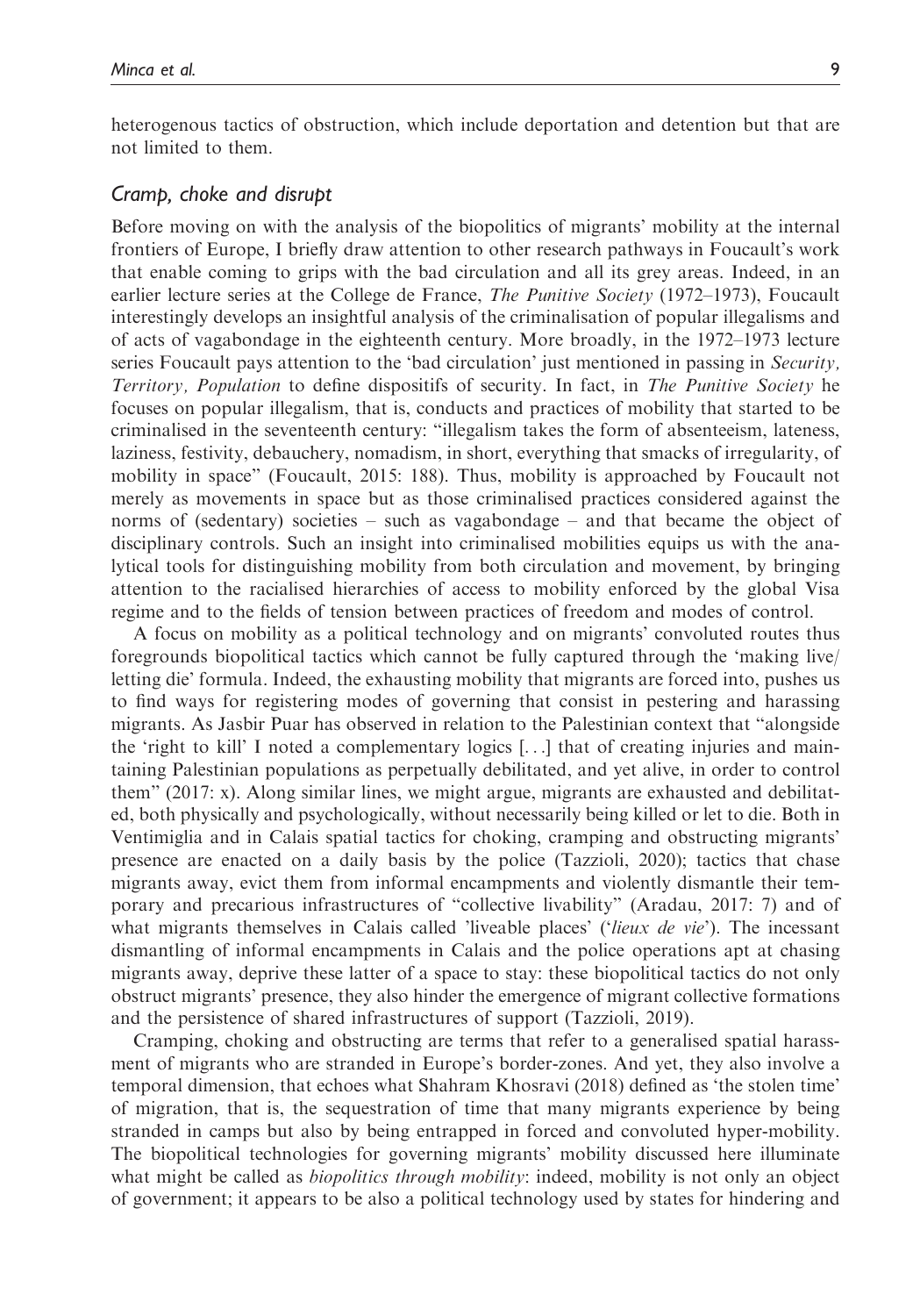heterogenous tactics of obstruction, which include deportation and detention but that are not limited to them.

### *Cramp, choke and disrupt*

Before moving on with the analysis of the biopolitics of migrants' mobility at the internal frontiers of Europe, I briefly draw attention to other research pathways in Foucault's work that enable coming to grips with the bad circulation and all its grey areas. Indeed, in an earlier lecture series at the College de France, *The Punitive Society* (1972–1973), Foucault interestingly develops an insightful analysis of the criminalisation of popular illegalisms and of acts of vagabondage in the eighteenth century. More broadly, in the 1972–1973 lecture series Foucault pays attention to the 'bad circulation' just mentioned in passing in *Security, Territory, Population* to define dispositifs of security. In fact, in *The Punitive Society* he focuses on popular illegalism, that is, conducts and practices of mobility that started to be criminalised in the seventeenth century: "illegalism takes the form of absenteeism, lateness, laziness, festivity, debauchery, nomadism, in short, everything that smacks of irregularity, of mobility in space" (Foucault, 2015: 188). Thus, mobility is approached by Foucault not merely as movements in space but as those criminalised practices considered against the norms of (sedentary) societies – such as vagabondage – and that became the object of disciplinary controls. Such an insight into criminalised mobilities equips us with the analytical tools for distinguishing mobility from both circulation and movement, by bringing attention to the racialised hierarchies of access to mobility enforced by the global Visa regime and to the fields of tension between practices of freedom and modes of control.

A focus on mobility as a political technology and on migrants' convoluted routes thus foregrounds biopolitical tactics which cannot be fully captured through the 'making live/letting die' formula. Indeed, the exhausting mobility that migrants are forced into, pushes us to find ways for registering modes of governing that consist in pestering and harassing migrants. As Jasbir Puar has observed in relation to the Palestinian context that "alongside the 'right to kill' I noted a complementary logics [...] that of creating injuries and maintaining Palestinian populations as perpetually debilitated, and yet alive, in order to control them" (2017: x). Along similar lines, we might argue, migrants are exhausted and debilitated, both physically and psychologically, without necessarily being killed or let to die. Both in Ventimiglia and in Calais spatial tactics for choking, cramping and obstructing migrants' presence are enacted on a daily basis by the police (Tazzioli, 2020); tactics that chase migrants away, evict them from informal encampments and violently dismantle their temporary and precarious infrastructures of "collective livability" (Aradau, 2017: 7) and of what migrants themselves in Calais called 'liveable places' ('*lieux de vie*'). The incessant dismantling of informal encampments in Calais and the police operations apt at chasing migrants away, deprive these latter of a space to stay: these biopolitical tactics do not only obstruct migrants' presence, they also hinder the emergence of migrant collective formations and the persistence of shared infrastructures of support (Tazzioli, 2019).

Cramping, choking and obstructing are terms that refer to a generalised spatial harassment of migrants who are stranded in Europe's border-zones. And yet, they also involve a temporal dimension, that echoes what Shahram Khosravi (2018) defined as 'the stolen time' of migration, that is, the sequestration of time that many migrants experience by being stranded in camps but also by being entrapped in forced and convoluted hyper-mobility. The biopolitical technologies for governing migrants' mobility discussed here illuminate what might be called as *biopolitics through mobility*: indeed, mobility is not only an object of government; it appears to be also a political technology used by states for hindering and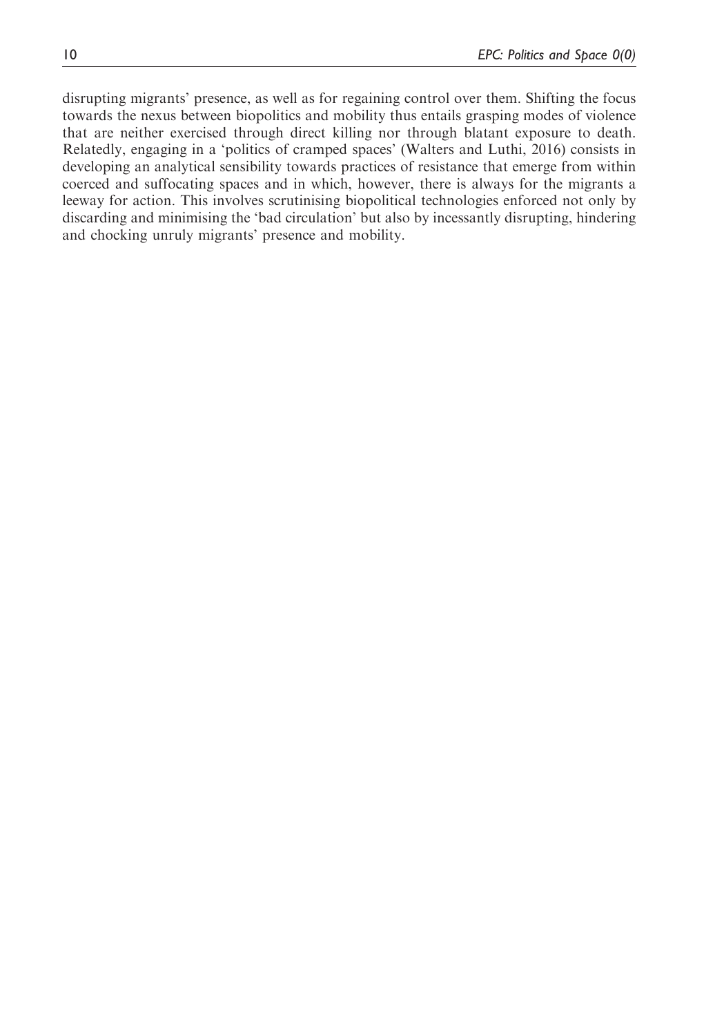disrupting migrants' presence, as well as for regaining control over them. Shifting the focus towards the nexus between biopolitics and mobility thus entails grasping modes of violence that are neither exercised through direct killing nor through blatant exposure to death. Relatedly, engaging in a 'politics of cramped spaces' (Walters and Luthi, 2016) consists in developing an analytical sensibility towards practices of resistance that emerge from within coerced and suffocating spaces and in which, however, there is always for the migrants a leeway for action. This involves scrutinising biopolitical technologies enforced not only by discarding and minimising the 'bad circulation' but also by incessantly disrupting, hindering and chocking unruly migrants' presence and mobility.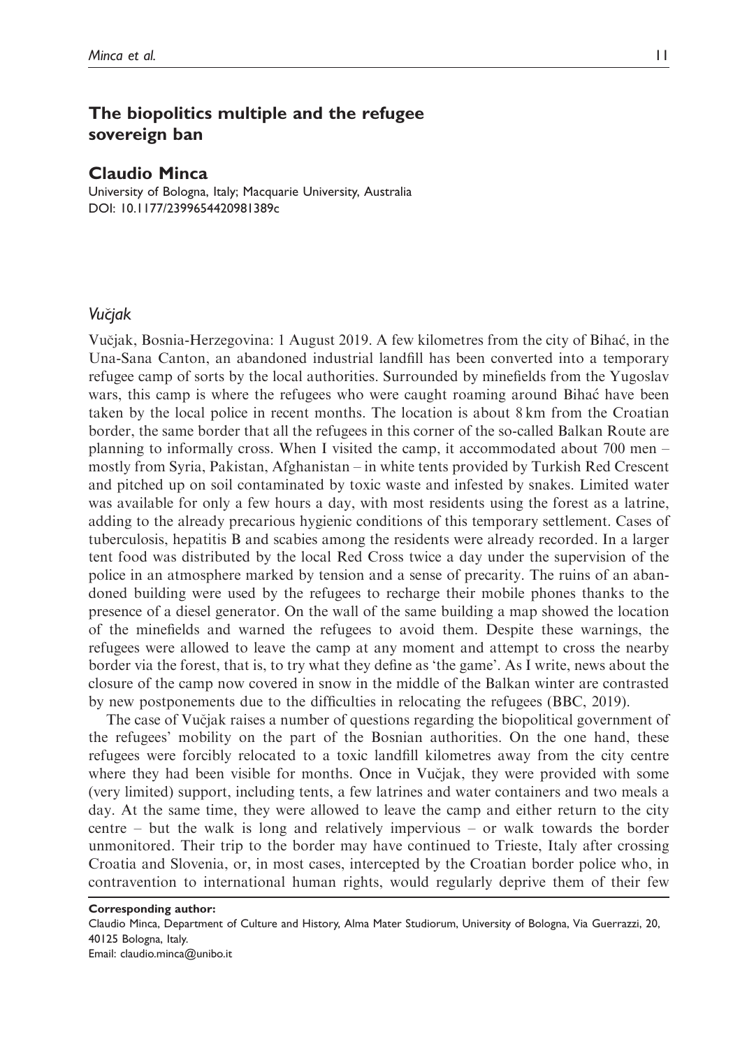## The biopolitics multiple and the refugee sovereign ban

### Claudio Minca

University of Bologna, Italy; Macquarie University, Australia
DOI: 10.1177/2399654420981389c

### *Vučjak*

Vučjak, Bosnia-Herzegovina: 1 August 2019. A few kilometres from the city of Bihać, in the Una-Sana Canton, an abandoned industrial landfill has been converted into a temporary refugee camp of sorts by the local authorities. Surrounded by minefields from the Yugoslav wars, this camp is where the refugees who were caught roaming around Bihać have been taken by the local police in recent months. The location is about 8 km from the Croatian border, the same border that all the refugees in this corner of the so-called Balkan Route are planning to informally cross. When I visited the camp, it accommodated about 700 men – mostly from Syria, Pakistan, Afghanistan – in white tents provided by Turkish Red Crescent and pitched up on soil contaminated by toxic waste and infested by snakes. Limited water was available for only a few hours a day, with most residents using the forest as a latrine, adding to the already precarious hygienic conditions of this temporary settlement. Cases of tuberculosis, hepatitis B and scabies among the residents were already recorded. In a larger tent food was distributed by the local Red Cross twice a day under the supervision of the police in an atmosphere marked by tension and a sense of precarity. The ruins of an abandoned building were used by the refugees to recharge their mobile phones thanks to the presence of a diesel generator. On the wall of the same building a map showed the location of the minefields and warned the refugees to avoid them. Despite these warnings, the refugees were allowed to leave the camp at any moment and attempt to cross the nearby border via the forest, that is, to try what they define as 'the game'. As I write, news about the closure of the camp now covered in snow in the middle of the Balkan winter are contrasted by new postponements due to the difficulties in relocating the refugees (BBC, 2019).

The case of Vučjak raises a number of questions regarding the biopolitical government of the refugees' mobility on the part of the Bosnian authorities. On the one hand, these refugees were forcibly relocated to a toxic landfill kilometres away from the city centre where they had been visible for months. Once in Vučjak, they were provided with some (very limited) support, including tents, a few latrines and water containers and two meals a day. At the same time, they were allowed to leave the camp and either return to the city centre – but the walk is long and relatively impervious – or walk towards the border unmonitored. Their trip to the border may have continued to Trieste, Italy after crossing Croatia and Slovenia, or, in most cases, intercepted by the Croatian border police who, in contravention to international human rights, would regularly deprive them of their few

**Corresponding author:**
Claudio Minca, Department of Culture and History, Alma Mater Studiorum, University of Bologna, Via Guerrazzi, 20, 40125 Bologna, Italy.
Email: claudio.minca@unibo.it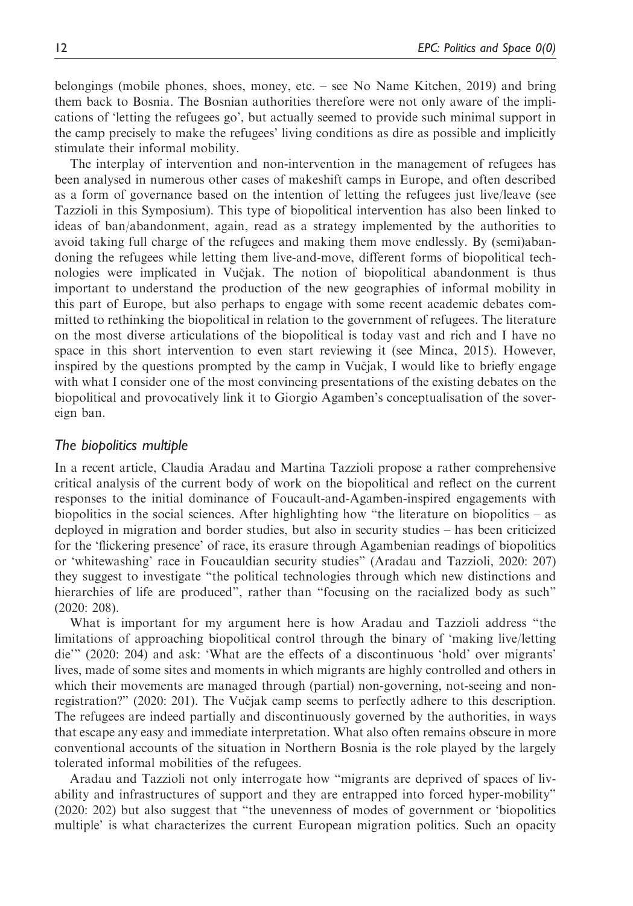belongings (mobile phones, shoes, money, etc. – see No Name Kitchen, 2019) and bring them back to Bosnia. The Bosnian authorities therefore were not only aware of the implications of 'letting the refugees go', but actually seemed to provide such minimal support in the camp precisely to make the refugees' living conditions as dire as possible and implicitly stimulate their informal mobility.

The interplay of intervention and non-intervention in the management of refugees has been analysed in numerous other cases of makeshift camps in Europe, and often described as a form of governance based on the intention of letting the refugees just live/leave (see Tazzioli in this Symposium). This type of biopolitical intervention has also been linked to ideas of ban/abandonment, again, read as a strategy implemented by the authorities to avoid taking full charge of the refugees and making them move endlessly. By (semi)abandoning the refugees while letting them live-and-move, different forms of biopolitical technologies were implicated in Vučjak. The notion of biopolitical abandonment is thus important to understand the production of the new geographies of informal mobility in this part of Europe, but also perhaps to engage with some recent academic debates committed to rethinking the biopolitical in relation to the government of refugees. The literature on the most diverse articulations of the biopolitical is today vast and rich and I have no space in this short intervention to even start reviewing it (see Minca, 2015). However, inspired by the questions prompted by the camp in Vučjak, I would like to briefly engage with what I consider one of the most convincing presentations of the existing debates on the biopolitical and provocatively link it to Giorgio Agamben's conceptualisation of the sovereign ban.

## *The biopolitics multiple*

In a recent article, Claudia Aradau and Martina Tazzioli propose a rather comprehensive critical analysis of the current body of work on the biopolitical and reflect on the current responses to the initial dominance of Foucault-and-Agamben-inspired engagements with biopolitics in the social sciences. After highlighting how "the literature on biopolitics – as deployed in migration and border studies, but also in security studies – has been criticized for the 'flickering presence' of race, its erasure through Agambenian readings of biopolitics or 'whitewashing' race in Foucauldian security studies" (Aradau and Tazzioli, 2020: 207) they suggest to investigate "the political technologies through which new distinctions and hierarchies of life are produced", rather than "focusing on the racialized body as such" (2020: 208).

What is important for my argument here is how Aradau and Tazzioli address "the limitations of approaching biopolitical control through the binary of 'making live/letting die'" (2020: 204) and ask: 'What are the effects of a discontinuous 'hold' over migrants' lives, made of some sites and moments in which migrants are highly controlled and others in which their movements are managed through (partial) non-governing, not-seeing and non-registration?" (2020: 201). The Vučjak camp seems to perfectly adhere to this description. The refugees are indeed partially and discontinuously governed by the authorities, in ways that escape any easy and immediate interpretation. What also often remains obscure in more conventional accounts of the situation in Northern Bosnia is the role played by the largely tolerated informal mobilities of the refugees.

Aradau and Tazzioli not only interrogate how "migrants are deprived of spaces of livability and infrastructures of support and they are entrapped into forced hyper-mobility" (2020: 202) but also suggest that "the unevenness of modes of government or 'biopolitics multiple' is what characterizes the current European migration politics. Such an opacity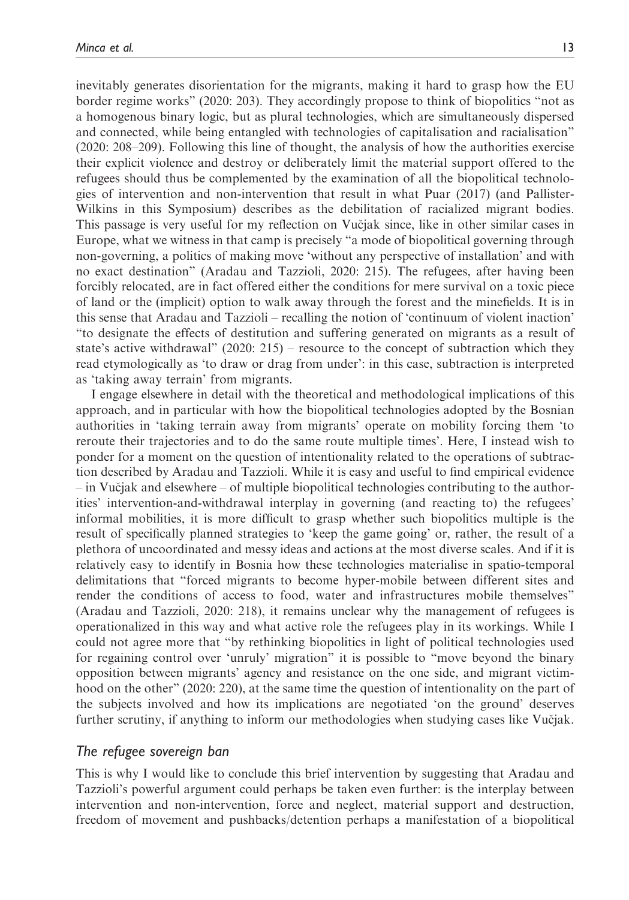inevitably generates disorientation for the migrants, making it hard to grasp how the EU border regime works" (2020: 203). They accordingly propose to think of biopolitics "not as a homogenous binary logic, but as plural technologies, which are simultaneously dispersed and connected, while being entangled with technologies of capitalisation and racialisation" (2020: 208–209). Following this line of thought, the analysis of how the authorities exercise their explicit violence and destroy or deliberately limit the material support offered to the refugees should thus be complemented by the examination of all the biopolitical technologies of intervention and non-intervention that result in what Puar (2017) (and Pallister-Wilkins in this Symposium) describes as the debilitation of racialized migrant bodies. This passage is very useful for my reflection on Vučjak since, like in other similar cases in Europe, what we witness in that camp is precisely "a mode of biopolitical governing through non-governing, a politics of making move 'without any perspective of installation' and with no exact destination" (Aradau and Tazzioli, 2020: 215). The refugees, after having been forcibly relocated, are in fact offered either the conditions for mere survival on a toxic piece of land or the (implicit) option to walk away through the forest and the minefields. It is in this sense that Aradau and Tazzioli – recalling the notion of 'continuum of violent inaction' "to designate the effects of destitution and suffering generated on migrants as a result of state's active withdrawal" (2020: 215) – resource to the concept of subtraction which they read etymologically as 'to draw or drag from under': in this case, subtraction is interpreted as 'taking away terrain' from migrants.

I engage elsewhere in detail with the theoretical and methodological implications of this approach, and in particular with how the biopolitical technologies adopted by the Bosnian authorities in 'taking terrain away from migrants' operate on mobility forcing them 'to reroute their trajectories and to do the same route multiple times'. Here, I instead wish to ponder for a moment on the question of intentionality related to the operations of subtraction described by Aradau and Tazzioli. While it is easy and useful to find empirical evidence – in Vučjak and elsewhere – of multiple biopolitical technologies contributing to the authorities' intervention-and-withdrawal interplay in governing (and reacting to) the refugees' informal mobilities, it is more difficult to grasp whether such biopolitics multiple is the result of specifically planned strategies to 'keep the game going' or, rather, the result of a plethora of uncoordinated and messy ideas and actions at the most diverse scales. And if it is relatively easy to identify in Bosnia how these technologies materialise in spatio-temporal delimitations that "forced migrants to become hyper-mobile between different sites and render the conditions of access to food, water and infrastructures mobile themselves" (Aradau and Tazzioli, 2020: 218), it remains unclear why the management of refugees is operationalized in this way and what active role the refugees play in its workings. While I could not agree more that "by rethinking biopolitics in light of political technologies used for regaining control over 'unruly' migration" it is possible to "move beyond the binary opposition between migrants' agency and resistance on the one side, and migrant victimhood on the other" (2020: 220), at the same time the question of intentionality on the part of the subjects involved and how its implications are negotiated 'on the ground' deserves further scrutiny, if anything to inform our methodologies when studying cases like Vučjak.

### *The refugee sovereign ban*

This is why I would like to conclude this brief intervention by suggesting that Aradau and Tazzioli's powerful argument could perhaps be taken even further: is the interplay between intervention and non-intervention, force and neglect, material support and destruction, freedom of movement and pushbacks/detention perhaps a manifestation of a biopolitical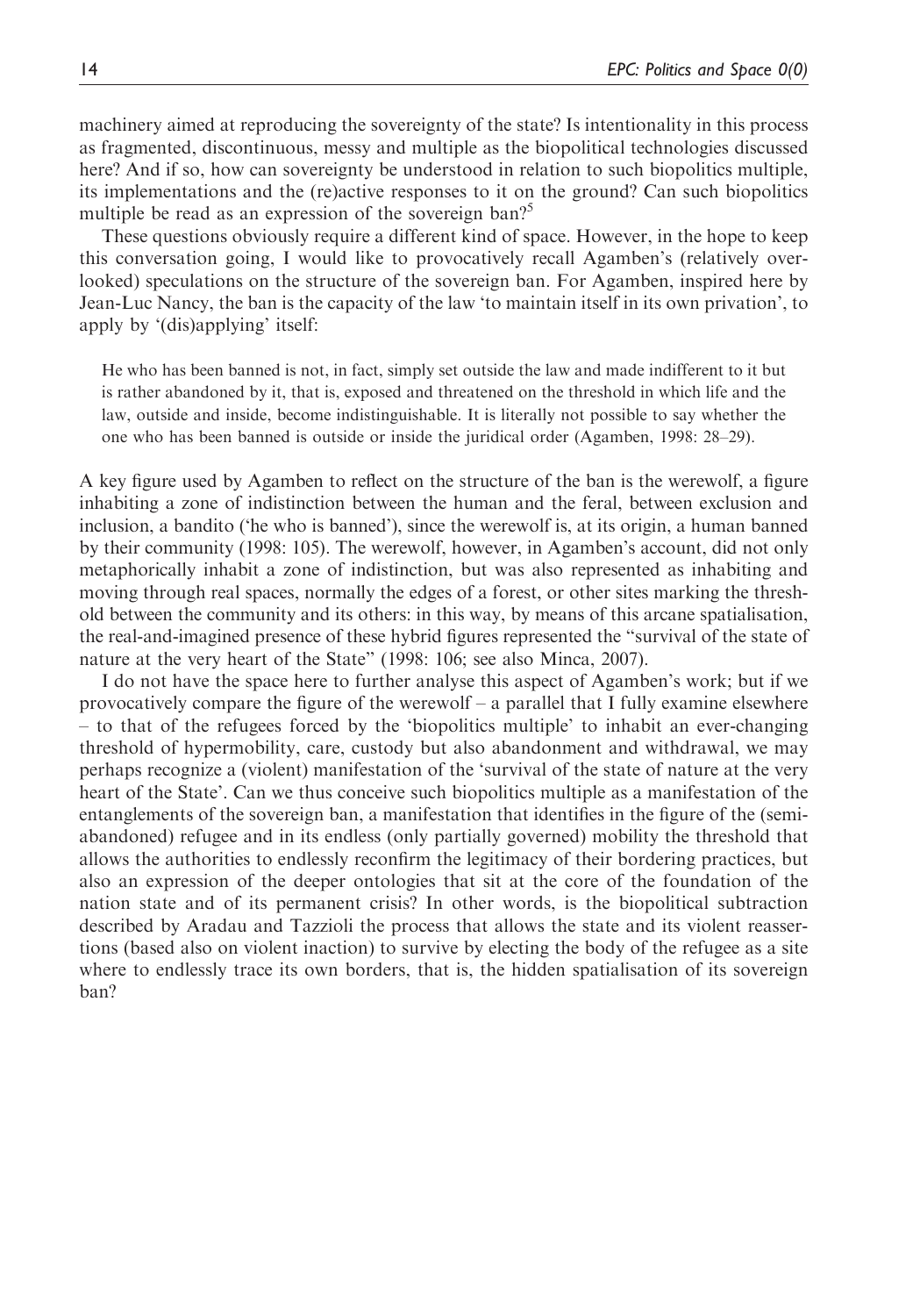machinery aimed at reproducing the sovereignty of the state? Is intentionality in this process as fragmented, discontinuous, messy and multiple as the biopolitical technologies discussed here? And if so, how can sovereignty be understood in relation to such biopolitics multiple, its implementations and the (re)active responses to it on the ground? Can such biopolitics multiple be read as an expression of the sovereign ban?[5]

These questions obviously require a different kind of space. However, in the hope to keep this conversation going, I would like to provocatively recall Agamben's (relatively overlooked) speculations on the structure of the sovereign ban. For Agamben, inspired here by Jean-Luc Nancy, the ban is the capacity of the law 'to maintain itself in its own privation', to apply by '(dis)applying' itself:

> He who has been banned is not, in fact, simply set outside the law and made indifferent to it but is rather abandoned by it, that is, exposed and threatened on the threshold in which life and the law, outside and inside, become indistinguishable. It is literally not possible to say whether the one who has been banned is outside or inside the juridical order (Agamben, 1998: 28–29).

A key figure used by Agamben to reflect on the structure of the ban is the werewolf, a figure inhabiting a zone of indistinction between the human and the feral, between exclusion and inclusion, a bandito ('he who is banned'), since the werewolf is, at its origin, a human banned by their community (1998: 105). The werewolf, however, in Agamben's account, did not only metaphorically inhabit a zone of indistinction, but was also represented as inhabiting and moving through real spaces, normally the edges of a forest, or other sites marking the threshold between the community and its others: in this way, by means of this arcane spatialisation, the real-and-imagined presence of these hybrid figures represented the "survival of the state of nature at the very heart of the State" (1998: 106; see also Minca, 2007).

I do not have the space here to further analyse this aspect of Agamben's work; but if we provocatively compare the figure of the werewolf – a parallel that I fully examine elsewhere – to that of the refugees forced by the 'biopolitics multiple' to inhabit an ever-changing threshold of hypermobility, care, custody but also abandonment and withdrawal, we may perhaps recognize a (violent) manifestation of the 'survival of the state of nature at the very heart of the State'. Can we thus conceive such biopolitics multiple as a manifestation of the entanglements of the sovereign ban, a manifestation that identifies in the figure of the (semi-abandoned) refugee and in its endless (only partially governed) mobility the threshold that allows the authorities to endlessly reconfirm the legitimacy of their bordering practices, but also an expression of the deeper ontologies that sit at the core of the foundation of the nation state and of its permanent crisis? In other words, is the biopolitical subtraction described by Aradau and Tazzioli the process that allows the state and its violent reassertions (based also on violent inaction) to survive by electing the body of the refugee as a site where to endlessly trace its own borders, that is, the hidden spatialisation of its sovereign ban?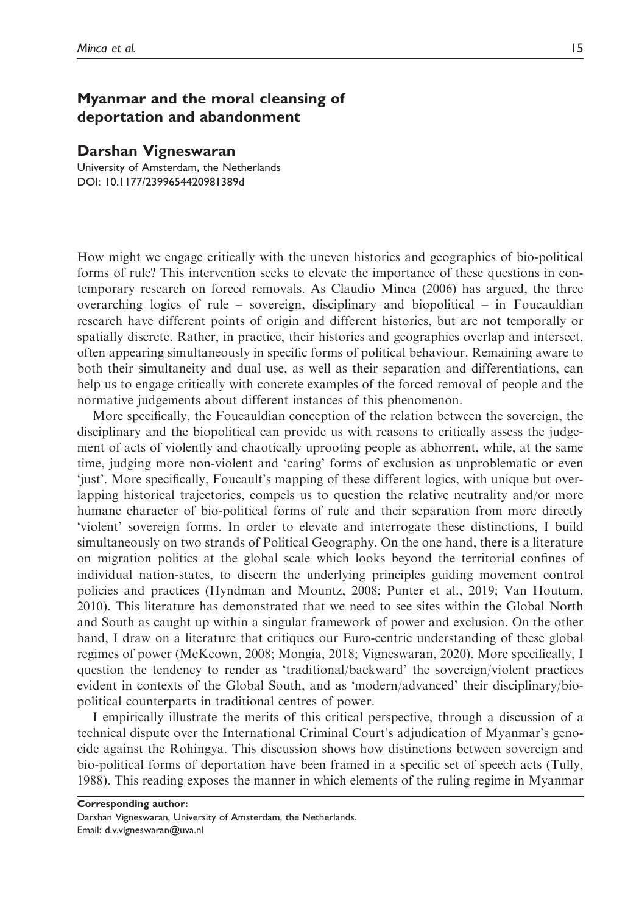## Myanmar and the moral cleansing of deportation and abandonment

### Darshan Vigneswaran

University of Amsterdam, the Netherlands
DOI: 10.1177/2399654420981389d

How might we engage critically with the uneven histories and geographies of bio-political forms of rule? This intervention seeks to elevate the importance of these questions in contemporary research on forced removals. As Claudio Minca (2006) has argued, the three overarching logics of rule – sovereign, disciplinary and biopolitical – in Foucauldian research have different points of origin and different histories, but are not temporally or spatially discrete. Rather, in practice, their histories and geographies overlap and intersect, often appearing simultaneously in specific forms of political behaviour. Remaining aware to both their simultaneity and dual use, as well as their separation and differentiations, can help us to engage critically with concrete examples of the forced removal of people and the normative judgements about different instances of this phenomenon.

More specifically, the Foucauldian conception of the relation between the sovereign, the disciplinary and the biopolitical can provide us with reasons to critically assess the judgement of acts of violently and chaotically uprooting people as abhorrent, while, at the same time, judging more non-violent and 'caring' forms of exclusion as unproblematic or even 'just'. More specifically, Foucault's mapping of these different logics, with unique but overlapping historical trajectories, compels us to question the relative neutrality and/or more humane character of bio-political forms of rule and their separation from more directly 'violent' sovereign forms. In order to elevate and interrogate these distinctions, I build simultaneously on two strands of Political Geography. On the one hand, there is a literature on migration politics at the global scale which looks beyond the territorial confines of individual nation-states, to discern the underlying principles guiding movement control policies and practices (Hyndman and Mountz, 2008; Punter et al., 2019; Van Houtum, 2010). This literature has demonstrated that we need to see sites within the Global North and South as caught up within a singular framework of power and exclusion. On the other hand, I draw on a literature that critiques our Euro-centric understanding of these global regimes of power (McKeown, 2008; Mongia, 2018; Vigneswaran, 2020). More specifically, I question the tendency to render as 'traditional/backward' the sovereign/violent practices evident in contexts of the Global South, and as 'modern/advanced' their disciplinary/bio-political counterparts in traditional centres of power.

I empirically illustrate the merits of this critical perspective, through a discussion of a technical dispute over the International Criminal Court's adjudication of Myanmar's genocide against the Rohingya. This discussion shows how distinctions between sovereign and bio-political forms of deportation have been framed in a specific set of speech acts (Tully, 1988). This reading exposes the manner in which elements of the ruling regime in Myanmar

**Corresponding author:**
Darshan Vigneswaran, University of Amsterdam, the Netherlands.
Email: d.v.vigneswaran@uva.nl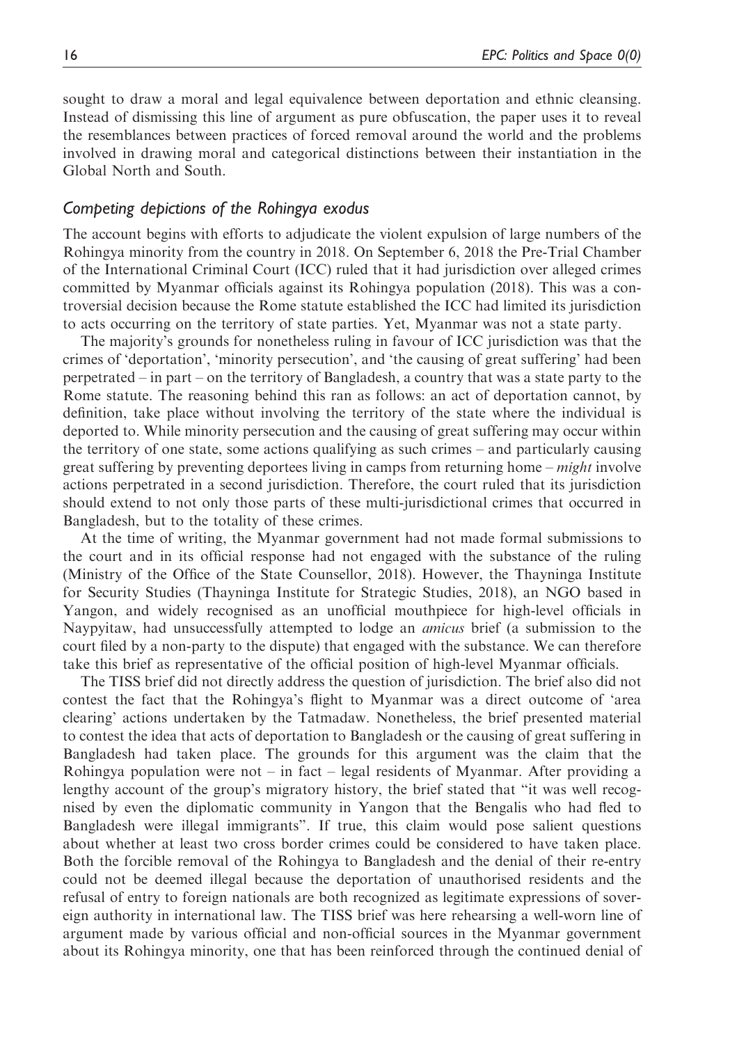sought to draw a moral and legal equivalence between deportation and ethnic cleansing. Instead of dismissing this line of argument as pure obfuscation, the paper uses it to reveal the resemblances between practices of forced removal around the world and the problems involved in drawing moral and categorical distinctions between their instantiation in the Global North and South.

## Competing depictions of the Rohingya exodus

The account begins with efforts to adjudicate the violent expulsion of large numbers of the Rohingya minority from the country in 2018. On September 6, 2018 the Pre-Trial Chamber of the International Criminal Court (ICC) ruled that it had jurisdiction over alleged crimes committed by Myanmar officials against its Rohingya population (2018). This was a controversial decision because the Rome statute established the ICC had limited its jurisdiction to acts occurring on the territory of state parties. Yet, Myanmar was not a state party.

The majority's grounds for nonetheless ruling in favour of ICC jurisdiction was that the crimes of 'deportation', 'minority persecution', and 'the causing of great suffering' had been perpetrated – in part – on the territory of Bangladesh, a country that was a state party to the Rome statute. The reasoning behind this ran as follows: an act of deportation cannot, by definition, take place without involving the territory of the state where the individual is deported to. While minority persecution and the causing of great suffering may occur within the territory of one state, some actions qualifying as such crimes – and particularly causing great suffering by preventing deportees living in camps from returning home – *might* involve actions perpetrated in a second jurisdiction. Therefore, the court ruled that its jurisdiction should extend to not only those parts of these multi-jurisdictional crimes that occurred in Bangladesh, but to the totality of these crimes.

At the time of writing, the Myanmar government had not made formal submissions to the court and in its official response had not engaged with the substance of the ruling (Ministry of the Office of the State Counsellor, 2018). However, the Thayninga Institute for Security Studies (Thayninga Institute for Strategic Studies, 2018), an NGO based in Yangon, and widely recognised as an unofficial mouthpiece for high-level officials in Naypyitaw, had unsuccessfully attempted to lodge an *amicus* brief (a submission to the court filed by a non-party to the dispute) that engaged with the substance. We can therefore take this brief as representative of the official position of high-level Myanmar officials.

The TISS brief did not directly address the question of jurisdiction. The brief also did not contest the fact that the Rohingya's flight to Myanmar was a direct outcome of 'area clearing' actions undertaken by the Tatmadaw. Nonetheless, the brief presented material to contest the idea that acts of deportation to Bangladesh or the causing of great suffering in Bangladesh had taken place. The grounds for this argument was the claim that the Rohingya population were not – in fact – legal residents of Myanmar. After providing a lengthy account of the group's migratory history, the brief stated that "it was well recognised by even the diplomatic community in Yangon that the Bengalis who had fled to Bangladesh were illegal immigrants". If true, this claim would pose salient questions about whether at least two cross border crimes could be considered to have taken place. Both the forcible removal of the Rohingya to Bangladesh and the denial of their re-entry could not be deemed illegal because the deportation of unauthorised residents and the refusal of entry to foreign nationals are both recognized as legitimate expressions of sovereign authority in international law. The TISS brief was here rehearsing a well-worn line of argument made by various official and non-official sources in the Myanmar government about its Rohingya minority, one that has been reinforced through the continued denial of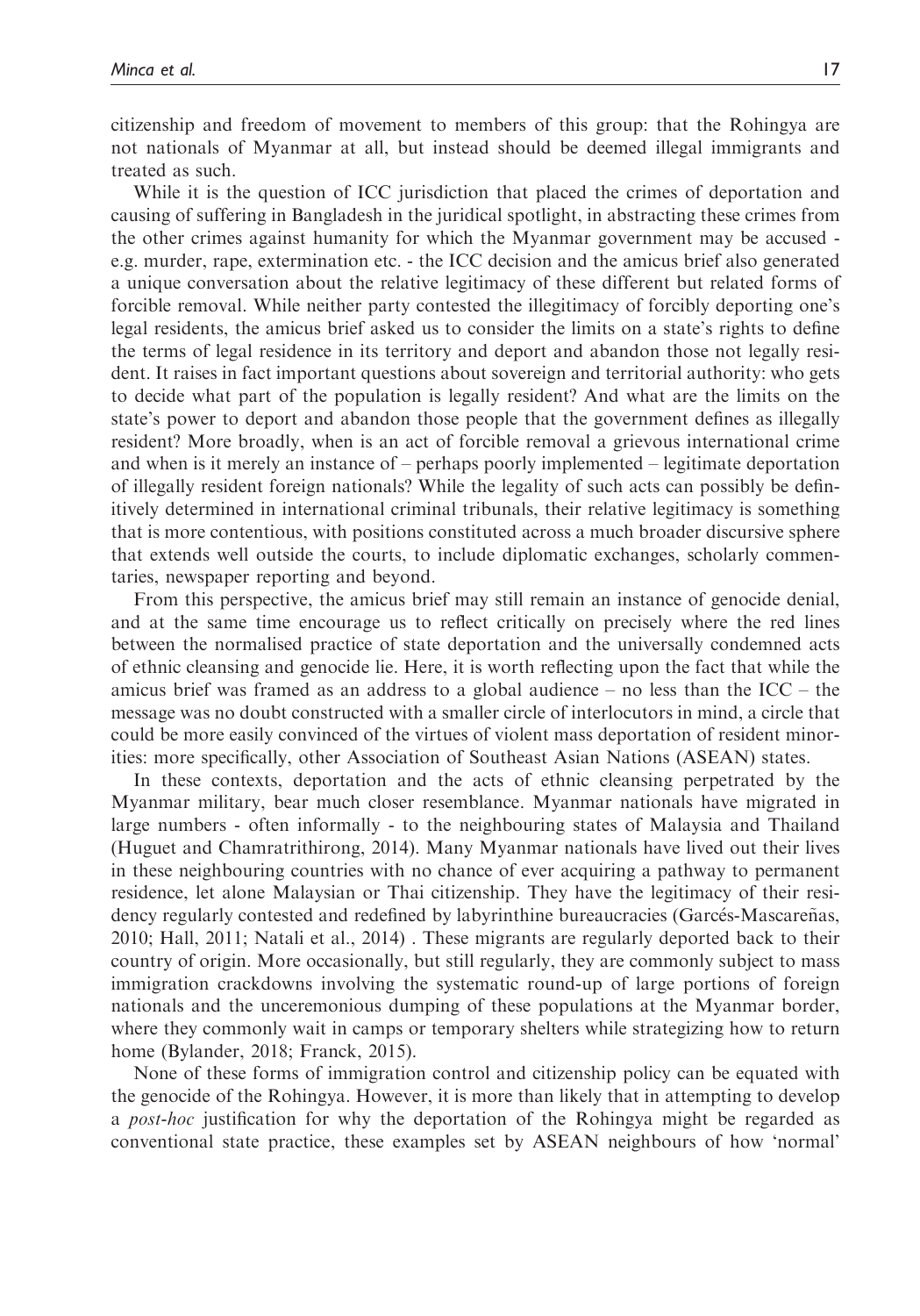citizenship and freedom of movement to members of this group: that the Rohingya are not nationals of Myanmar at all, but instead should be deemed illegal immigrants and treated as such.

While it is the question of ICC jurisdiction that placed the crimes of deportation and causing of suffering in Bangladesh in the juridical spotlight, in abstracting these crimes from the other crimes against humanity for which the Myanmar government may be accused - e.g. murder, rape, extermination etc. - the ICC decision and the amicus brief also generated a unique conversation about the relative legitimacy of these different but related forms of forcible removal. While neither party contested the illegitimacy of forcibly deporting one's legal residents, the amicus brief asked us to consider the limits on a state's rights to define the terms of legal residence in its territory and deport and abandon those not legally resident. It raises in fact important questions about sovereign and territorial authority: who gets to decide what part of the population is legally resident? And what are the limits on the state's power to deport and abandon those people that the government defines as illegally resident? More broadly, when is an act of forcible removal a grievous international crime and when is it merely an instance of – perhaps poorly implemented – legitimate deportation of illegally resident foreign nationals? While the legality of such acts can possibly be definitively determined in international criminal tribunals, their relative legitimacy is something that is more contentious, with positions constituted across a much broader discursive sphere that extends well outside the courts, to include diplomatic exchanges, scholarly commentaries, newspaper reporting and beyond.

From this perspective, the amicus brief may still remain an instance of genocide denial, and at the same time encourage us to reflect critically on precisely where the red lines between the normalised practice of state deportation and the universally condemned acts of ethnic cleansing and genocide lie. Here, it is worth reflecting upon the fact that while the amicus brief was framed as an address to a global audience – no less than the ICC – the message was no doubt constructed with a smaller circle of interlocutors in mind, a circle that could be more easily convinced of the virtues of violent mass deportation of resident minorities: more specifically, other Association of Southeast Asian Nations (ASEAN) states.

In these contexts, deportation and the acts of ethnic cleansing perpetrated by the Myanmar military, bear much closer resemblance. Myanmar nationals have migrated in large numbers - often informally - to the neighbouring states of Malaysia and Thailand (Huguet and Chamratrithirong, 2014). Many Myanmar nationals have lived out their lives in these neighbouring countries with no chance of ever acquiring a pathway to permanent residence, let alone Malaysian or Thai citizenship. They have the legitimacy of their residency regularly contested and redefined by labyrinthine bureaucracies (Garcés-Mascareñas, 2010; Hall, 2011; Natali et al., 2014) . These migrants are regularly deported back to their country of origin. More occasionally, but still regularly, they are commonly subject to mass immigration crackdowns involving the systematic round-up of large portions of foreign nationals and the unceremonious dumping of these populations at the Myanmar border, where they commonly wait in camps or temporary shelters while strategizing how to return home (Bylander, 2018; Franck, 2015).

None of these forms of immigration control and citizenship policy can be equated with the genocide of the Rohingya. However, it is more than likely that in attempting to develop a *post-hoc* justification for why the deportation of the Rohingya might be regarded as conventional state practice, these examples set by ASEAN neighbours of how 'normal'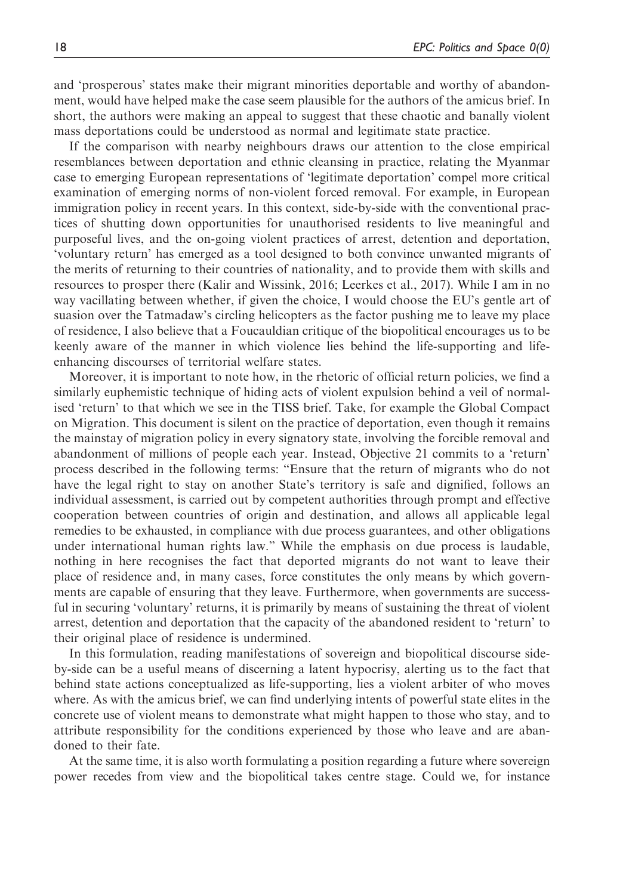and 'prosperous' states make their migrant minorities deportable and worthy of abandonment, would have helped make the case seem plausible for the authors of the amicus brief. In short, the authors were making an appeal to suggest that these chaotic and banally violent mass deportations could be understood as normal and legitimate state practice.

If the comparison with nearby neighbours draws our attention to the close empirical resemblances between deportation and ethnic cleansing in practice, relating the Myanmar case to emerging European representations of 'legitimate deportation' compel more critical examination of emerging norms of non-violent forced removal. For example, in European immigration policy in recent years. In this context, side-by-side with the conventional practices of shutting down opportunities for unauthorised residents to live meaningful and purposeful lives, and the on-going violent practices of arrest, detention and deportation, 'voluntary return' has emerged as a tool designed to both convince unwanted migrants of the merits of returning to their countries of nationality, and to provide them with skills and resources to prosper there (Kalir and Wissink, 2016; Leerkes et al., 2017). While I am in no way vacillating between whether, if given the choice, I would choose the EU's gentle art of suasion over the Tatmadaw's circling helicopters as the factor pushing me to leave my place of residence, I also believe that a Foucauldian critique of the biopolitical encourages us to be keenly aware of the manner in which violence lies behind the life-supporting and life-enhancing discourses of territorial welfare states.

Moreover, it is important to note how, in the rhetoric of official return policies, we find a similarly euphemistic technique of hiding acts of violent expulsion behind a veil of normalised 'return' to that which we see in the TISS brief. Take, for example the Global Compact on Migration. This document is silent on the practice of deportation, even though it remains the mainstay of migration policy in every signatory state, involving the forcible removal and abandonment of millions of people each year. Instead, Objective 21 commits to a 'return' process described in the following terms: "Ensure that the return of migrants who do not have the legal right to stay on another State's territory is safe and dignified, follows an individual assessment, is carried out by competent authorities through prompt and effective cooperation between countries of origin and destination, and allows all applicable legal remedies to be exhausted, in compliance with due process guarantees, and other obligations under international human rights law." While the emphasis on due process is laudable, nothing in here recognises the fact that deported migrants do not want to leave their place of residence and, in many cases, force constitutes the only means by which governments are capable of ensuring that they leave. Furthermore, when governments are successful in securing 'voluntary' returns, it is primarily by means of sustaining the threat of violent arrest, detention and deportation that the capacity of the abandoned resident to 'return' to their original place of residence is undermined.

In this formulation, reading manifestations of sovereign and biopolitical discourse side-by-side can be a useful means of discerning a latent hypocrisy, alerting us to the fact that behind state actions conceptualized as life-supporting, lies a violent arbiter of who moves where. As with the amicus brief, we can find underlying intents of powerful state elites in the concrete use of violent means to demonstrate what might happen to those who stay, and to attribute responsibility for the conditions experienced by those who leave and are abandoned to their fate.

At the same time, it is also worth formulating a position regarding a future where sovereign power recedes from view and the biopolitical takes centre stage. Could we, for instance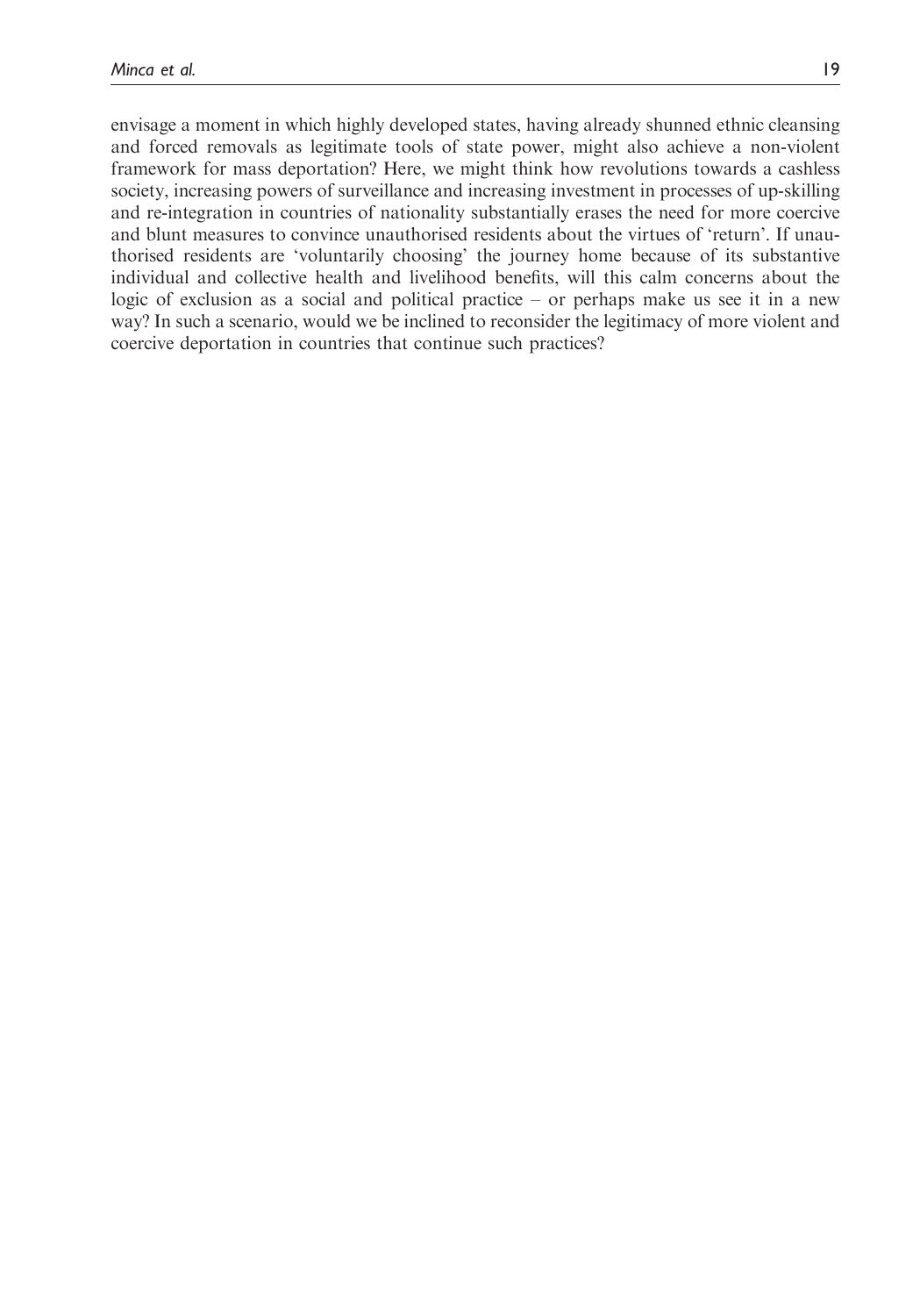envisage a moment in which highly developed states, having already shunned ethnic cleansing and forced removals as legitimate tools of state power, might also achieve a non-violent framework for mass deportation? Here, we might think how revolutions towards a cashless society, increasing powers of surveillance and increasing investment in processes of up-skilling and re-integration in countries of nationality substantially erases the need for more coercive and blunt measures to convince unauthorised residents about the virtues of 'return'. If unauthorised residents are 'voluntarily choosing' the journey home because of its substantive individual and collective health and livelihood benefits, will this calm concerns about the logic of exclusion as a social and political practice – or perhaps make us see it in a new way? In such a scenario, would we be inclined to reconsider the legitimacy of more violent and coercive deportation in countries that continue such practices?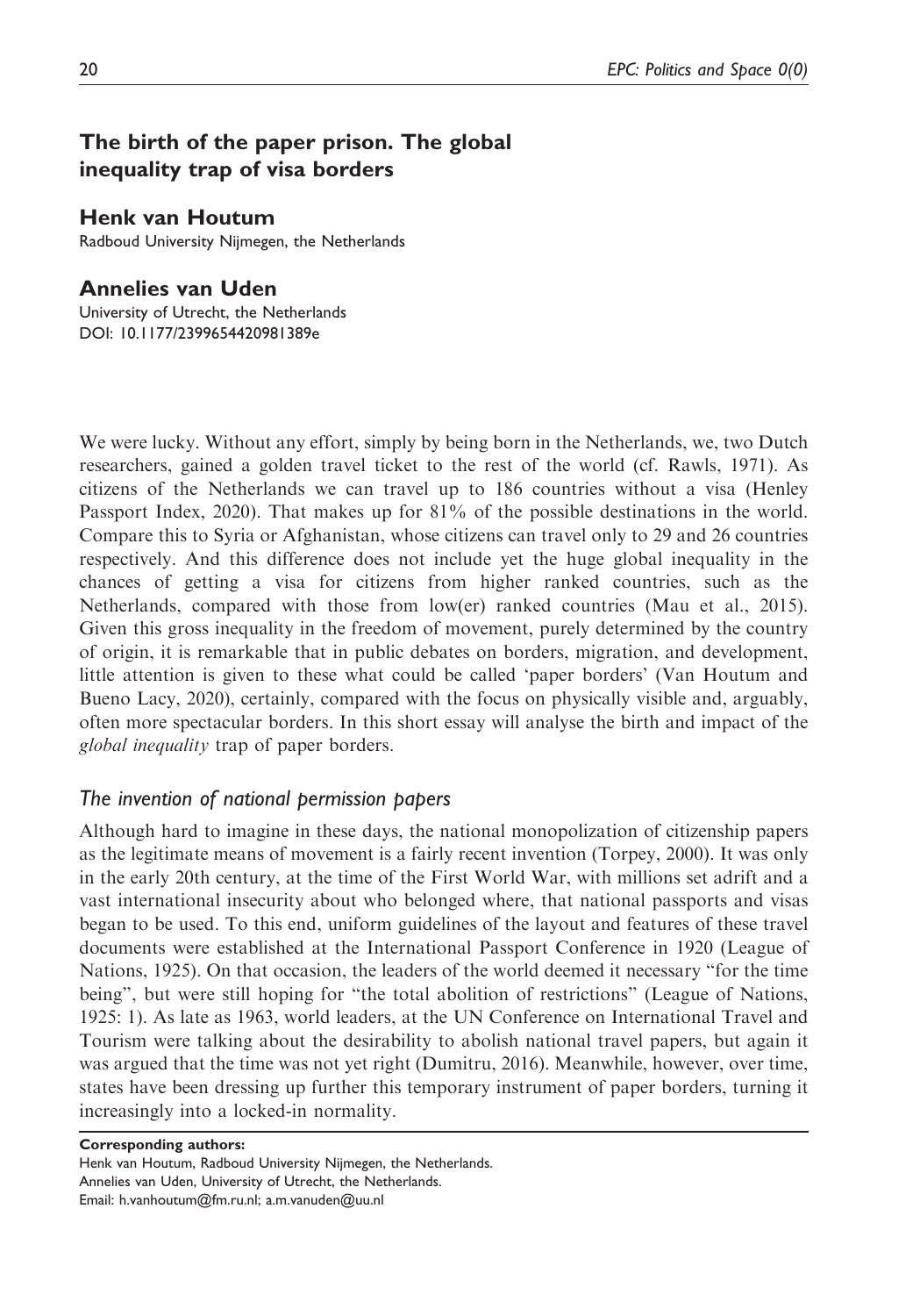## The birth of the paper prison. The global inequality trap of visa borders

**Henk van Houtum**

Radboud University Nijmegen, the Netherlands

**Annelies van Uden**

University of Utrecht, the Netherlands

DOI: 10.1177/2399654420981389e

We were lucky. Without any effort, simply by being born in the Netherlands, we, two Dutch researchers, gained a golden travel ticket to the rest of the world (cf. Rawls, 1971). As citizens of the Netherlands we can travel up to 186 countries without a visa (Henley Passport Index, 2020). That makes up for 81% of the possible destinations in the world. Compare this to Syria or Afghanistan, whose citizens can travel only to 29 and 26 countries respectively. And this difference does not include yet the huge global inequality in the chances of getting a visa for citizens from higher ranked countries, such as the Netherlands, compared with those from low(er) ranked countries (Mau et al., 2015). Given this gross inequality in the freedom of movement, purely determined by the country of origin, it is remarkable that in public debates on borders, migration, and development, little attention is given to these what could be called 'paper borders' (Van Houtum and Bueno Lacy, 2020), certainly, compared with the focus on physically visible and, arguably, often more spectacular borders. In this short essay will analyse the birth and impact of the *global inequality* trap of paper borders.

### *The invention of national permission papers*

Although hard to imagine in these days, the national monopolization of citizenship papers as the legitimate means of movement is a fairly recent invention (Torpey, 2000). It was only in the early 20th century, at the time of the First World War, with millions set adrift and a vast international insecurity about who belonged where, that national passports and visas began to be used. To this end, uniform guidelines of the layout and features of these travel documents were established at the International Passport Conference in 1920 (League of Nations, 1925). On that occasion, the leaders of the world deemed it necessary "for the time being", but were still hoping for "the total abolition of restrictions" (League of Nations, 1925: 1). As late as 1963, world leaders, at the UN Conference on International Travel and Tourism were talking about the desirability to abolish national travel papers, but again it was argued that the time was not yet right (Dumitru, 2016). Meanwhile, however, over time, states have been dressing up further this temporary instrument of paper borders, turning it increasingly into a locked-in normality.

**Corresponding authors:**

Henk van Houtum, Radboud University Nijmegen, the Netherlands.
Annelies van Uden, University of Utrecht, the Netherlands.
Email: h.vanhoutum@fm.ru.nl; a.m.vanuden@uu.nl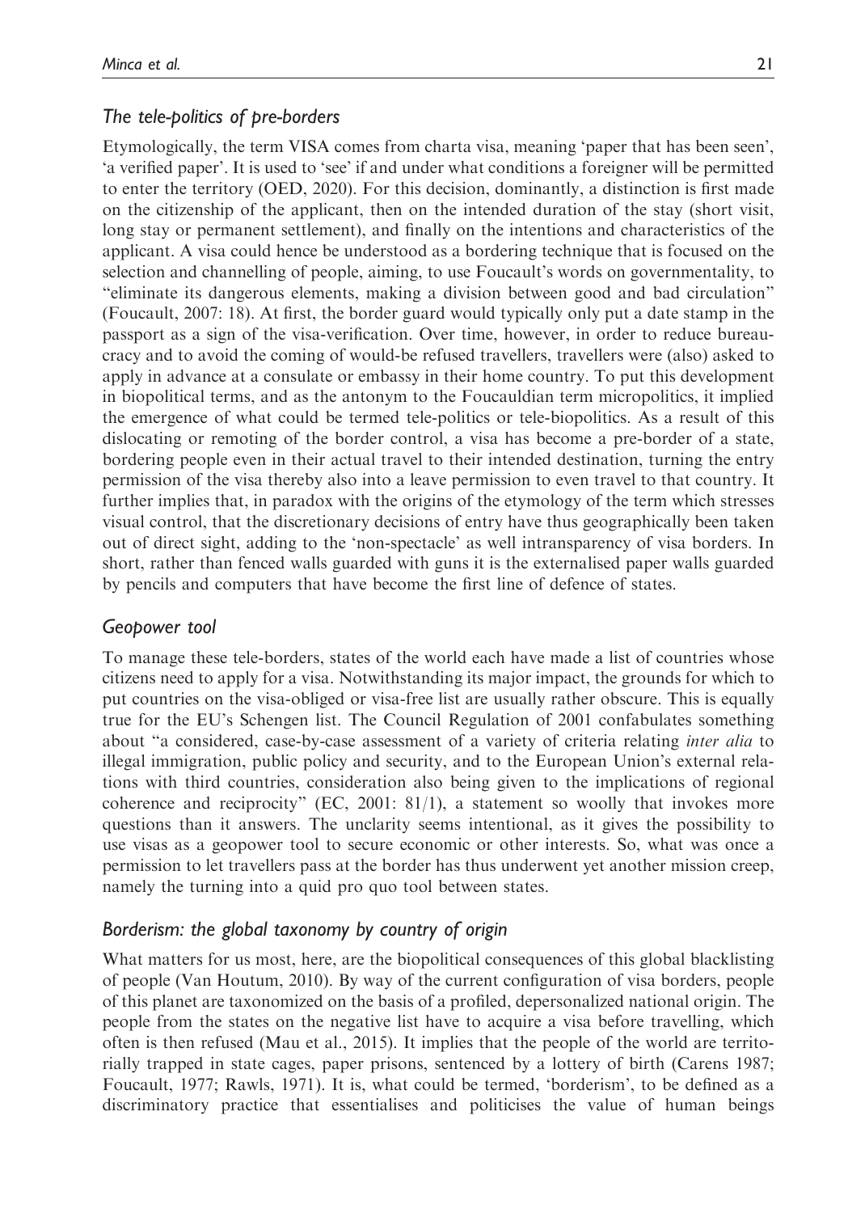### *The tele-politics of pre-borders*

Etymologically, the term VISA comes from charta visa, meaning 'paper that has been seen', 'a verified paper'. It is used to 'see' if and under what conditions a foreigner will be permitted to enter the territory (OED, 2020). For this decision, dominantly, a distinction is first made on the citizenship of the applicant, then on the intended duration of the stay (short visit, long stay or permanent settlement), and finally on the intentions and characteristics of the applicant. A visa could hence be understood as a bordering technique that is focused on the selection and channelling of people, aiming, to use Foucault's words on governmentality, to "eliminate its dangerous elements, making a division between good and bad circulation" (Foucault, 2007: 18). At first, the border guard would typically only put a date stamp in the passport as a sign of the visa-verification. Over time, however, in order to reduce bureaucracy and to avoid the coming of would-be refused travellers, travellers were (also) asked to apply in advance at a consulate or embassy in their home country. To put this development in biopolitical terms, and as the antonym to the Foucauldian term micropolitics, it implied the emergence of what could be termed tele-politics or tele-biopolitics. As a result of this dislocating or remoting of the border control, a visa has become a pre-border of a state, bordering people even in their actual travel to their intended destination, turning the entry permission of the visa thereby also into a leave permission to even travel to that country. It further implies that, in paradox with the origins of the etymology of the term which stresses visual control, that the discretionary decisions of entry have thus geographically been taken out of direct sight, adding to the 'non-spectacle' as well intransparency of visa borders. In short, rather than fenced walls guarded with guns it is the externalised paper walls guarded by pencils and computers that have become the first line of defence of states.

### *Geopower tool*

To manage these tele-borders, states of the world each have made a list of countries whose citizens need to apply for a visa. Notwithstanding its major impact, the grounds for which to put countries on the visa-obliged or visa-free list are usually rather obscure. This is equally true for the EU's Schengen list. The Council Regulation of 2001 confabulates something about "a considered, case-by-case assessment of a variety of criteria relating *inter alia* to illegal immigration, public policy and security, and to the European Union's external relations with third countries, consideration also being given to the implications of regional coherence and reciprocity" (EC, 2001: 81/1), a statement so woolly that invokes more questions than it answers. The unclarity seems intentional, as it gives the possibility to use visas as a geopower tool to secure economic or other interests. So, what was once a permission to let travellers pass at the border has thus underwent yet another mission creep, namely the turning into a quid pro quo tool between states.

### *Borderism: the global taxonomy by country of origin*

What matters for us most, here, are the biopolitical consequences of this global blacklisting of people (Van Houtum, 2010). By way of the current configuration of visa borders, people of this planet are taxonomized on the basis of a profiled, depersonalized national origin. The people from the states on the negative list have to acquire a visa before travelling, which often is then refused (Mau et al., 2015). It implies that the people of the world are territorially trapped in state cages, paper prisons, sentenced by a lottery of birth (Carens 1987; Foucault, 1977; Rawls, 1971). It is, what could be termed, 'borderism', to be defined as a discriminatory practice that essentialises and politicises the value of human beings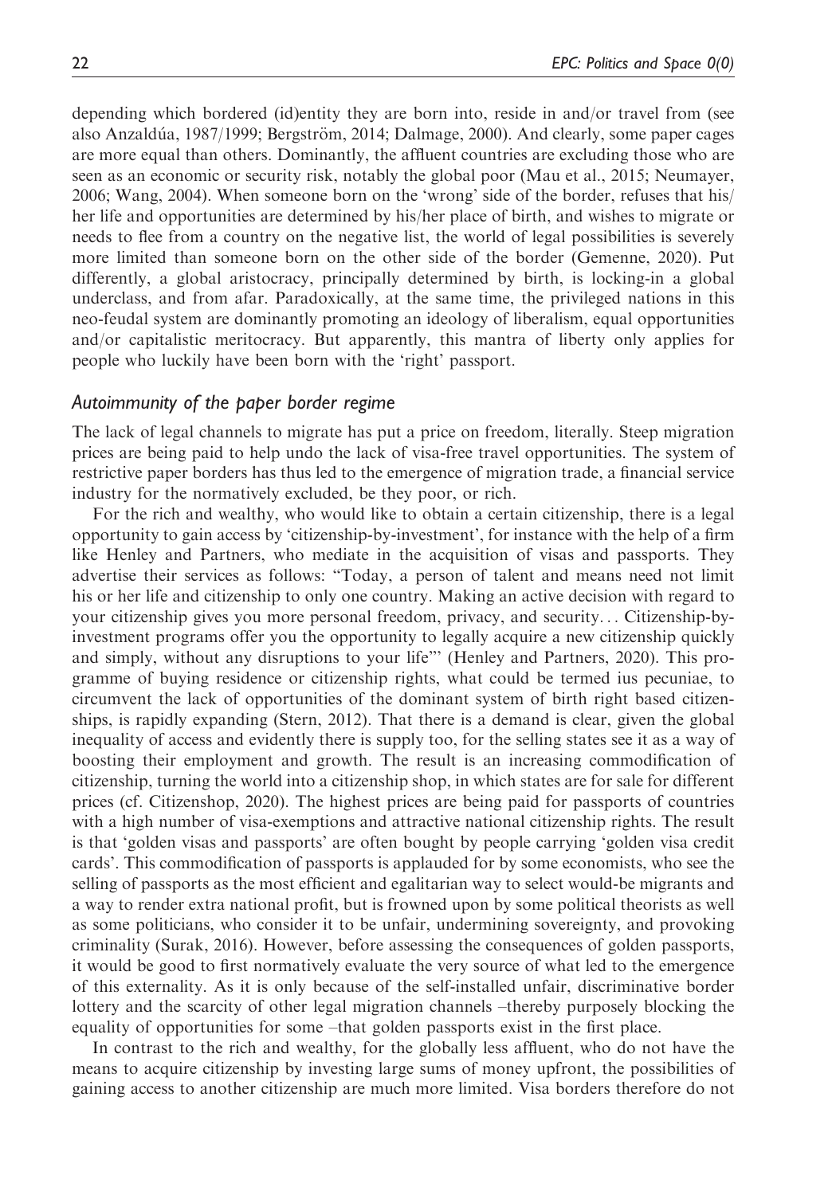depending which bordered (id)entity they are born into, reside in and/or travel from (see also Anzaldúa, 1987/1999; Bergström, 2014; Dalmage, 2000). And clearly, some paper cages are more equal than others. Dominantly, the affluent countries are excluding those who are seen as an economic or security risk, notably the global poor (Mau et al., 2015; Neumayer, 2006; Wang, 2004). When someone born on the 'wrong' side of the border, refuses that his/her life and opportunities are determined by his/her place of birth, and wishes to migrate or needs to flee from a country on the negative list, the world of legal possibilities is severely more limited than someone born on the other side of the border (Gemenne, 2020). Put differently, a global aristocracy, principally determined by birth, is locking-in a global underclass, and from afar. Paradoxically, at the same time, the privileged nations in this neo-feudal system are dominantly promoting an ideology of liberalism, equal opportunities and/or capitalistic meritocracy. But apparently, this mantra of liberty only applies for people who luckily have been born with the 'right' passport.

### *Autoimmunity of the paper border regime*

The lack of legal channels to migrate has put a price on freedom, literally. Steep migration prices are being paid to help undo the lack of visa-free travel opportunities. The system of restrictive paper borders has thus led to the emergence of migration trade, a financial service industry for the normatively excluded, be they poor, or rich.

For the rich and wealthy, who would like to obtain a certain citizenship, there is a legal opportunity to gain access by 'citizenship-by-investment', for instance with the help of a firm like Henley and Partners, who mediate in the acquisition of visas and passports. They advertise their services as follows: "Today, a person of talent and means need not limit his or her life and citizenship to only one country. Making an active decision with regard to your citizenship gives you more personal freedom, privacy, and security… Citizenship-by-investment programs offer you the opportunity to legally acquire a new citizenship quickly and simply, without any disruptions to your life"' (Henley and Partners, 2020). This programme of buying residence or citizenship rights, what could be termed ius pecuniae, to circumvent the lack of opportunities of the dominant system of birth right based citizenships, is rapidly expanding (Stern, 2012). That there is a demand is clear, given the global inequality of access and evidently there is supply too, for the selling states see it as a way of boosting their employment and growth. The result is an increasing commodification of citizenship, turning the world into a citizenship shop, in which states are for sale for different prices (cf. Citizenshop, 2020). The highest prices are being paid for passports of countries with a high number of visa-exemptions and attractive national citizenship rights. The result is that 'golden visas and passports' are often bought by people carrying 'golden visa credit cards'. This commodification of passports is applauded for by some economists, who see the selling of passports as the most efficient and egalitarian way to select would-be migrants and a way to render extra national profit, but is frowned upon by some political theorists as well as some politicians, who consider it to be unfair, undermining sovereignty, and provoking criminality (Surak, 2016). However, before assessing the consequences of golden passports, it would be good to first normatively evaluate the very source of what led to the emergence of this externality. As it is only because of the self-installed unfair, discriminative border lottery and the scarcity of other legal migration channels –thereby purposely blocking the equality of opportunities for some –that golden passports exist in the first place.

In contrast to the rich and wealthy, for the globally less affluent, who do not have the means to acquire citizenship by investing large sums of money upfront, the possibilities of gaining access to another citizenship are much more limited. Visa borders therefore do not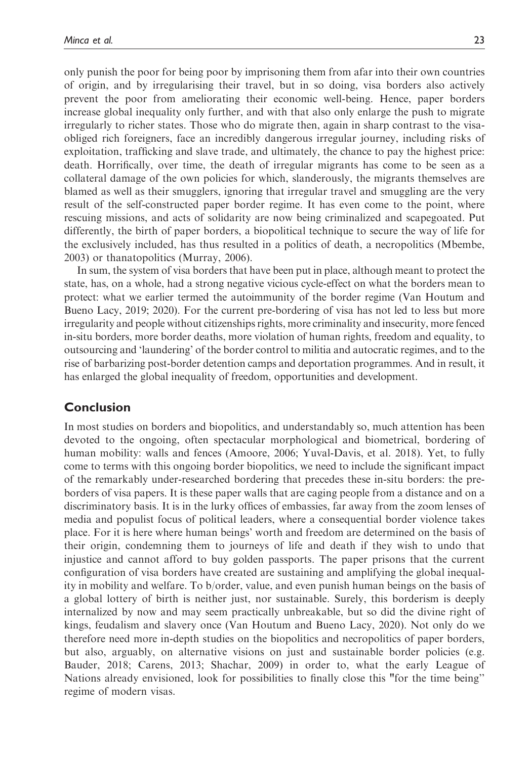only punish the poor for being poor by imprisoning them from afar into their own countries of origin, and by irregularising their travel, but in so doing, visa borders also actively prevent the poor from ameliorating their economic well-being. Hence, paper borders increase global inequality only further, and with that also only enlarge the push to migrate irregularly to richer states. Those who do migrate then, again in sharp contrast to the visa-obliged rich foreigners, face an incredibly dangerous irregular journey, including risks of exploitation, trafficking and slave trade, and ultimately, the chance to pay the highest price: death. Horrifically, over time, the death of irregular migrants has come to be seen as a collateral damage of the own policies for which, slanderously, the migrants themselves are blamed as well as their smugglers, ignoring that irregular travel and smuggling are the very result of the self-constructed paper border regime. It has even come to the point, where rescuing missions, and acts of solidarity are now being criminalized and scapegoated. Put differently, the birth of paper borders, a biopolitical technique to secure the way of life for the exclusively included, has thus resulted in a politics of death, a necropolitics (Mbembe, 2003) or thanatopolitics (Murray, 2006).

In sum, the system of visa borders that have been put in place, although meant to protect the state, has, on a whole, had a strong negative vicious cycle-effect on what the borders mean to protect: what we earlier termed the autoimmunity of the border regime (Van Houtum and Bueno Lacy, 2019; 2020). For the current pre-bordering of visa has not led to less but more irregularity and people without citizenships rights, more criminality and insecurity, more fenced in-situ borders, more border deaths, more violation of human rights, freedom and equality, to outsourcing and 'laundering' of the border control to militia and autocratic regimes, and to the rise of barbarizing post-border detention camps and deportation programmes. And in result, it has enlarged the global inequality of freedom, opportunities and development.

## Conclusion

In most studies on borders and biopolitics, and understandably so, much attention has been devoted to the ongoing, often spectacular morphological and biometrical, bordering of human mobility: walls and fences (Amoore, 2006; Yuval-Davis, et al. 2018). Yet, to fully come to terms with this ongoing border biopolitics, we need to include the significant impact of the remarkably under-researched bordering that precedes these in-situ borders: the pre-borders of visa papers. It is these paper walls that are caging people from a distance and on a discriminatory basis. It is in the lurky offices of embassies, far away from the zoom lenses of media and populist focus of political leaders, where a consequential border violence takes place. For it is here where human beings' worth and freedom are determined on the basis of their origin, condemning them to journeys of life and death if they wish to undo that injustice and cannot afford to buy golden passports. The paper prisons that the current configuration of visa borders have created are sustaining and amplifying the global inequality in mobility and welfare. To b/order, value, and even punish human beings on the basis of a global lottery of birth is neither just, nor sustainable. Surely, this borderism is deeply internalized by now and may seem practically unbreakable, but so did the divine right of kings, feudalism and slavery once (Van Houtum and Bueno Lacy, 2020). Not only do we therefore need more in-depth studies on the biopolitics and necropolitics of paper borders, but also, arguably, on alternative visions on just and sustainable border policies (e.g. Bauder, 2018; Carens, 2013; Shachar, 2009) in order to, what the early League of Nations already envisioned, look for possibilities to finally close this "for the time being" regime of modern visas.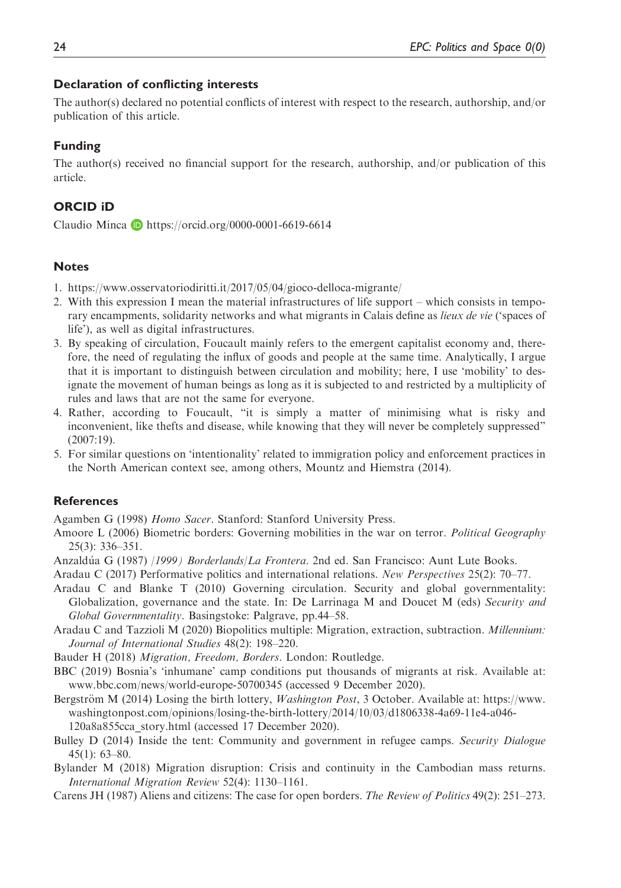## Declaration of conflicting interests

The author(s) declared no potential conflicts of interest with respect to the research, authorship, and/or publication of this article.

## Funding

The author(s) received no financial support for the research, authorship, and/or publication of this article.

## ORCID iD

Claudio Minca https://orcid.org/0000-0001-6619-6614

## Notes

1. https://www.osservatoriodiritti.it/2017/05/04/gioco-delloca-migrante/
2. With this expression I mean the material infrastructures of life support – which consists in temporary encampments, solidarity networks and what migrants in Calais define as *lieux de vie* ('spaces of life'), as well as digital infrastructures.
3. By speaking of circulation, Foucault mainly refers to the emergent capitalist economy and, therefore, the need of regulating the influx of goods and people at the same time. Analytically, I argue that it is important to distinguish between circulation and mobility; here, I use 'mobility' to designate the movement of human beings as long as it is subjected to and restricted by a multiplicity of rules and laws that are not the same for everyone.
4. Rather, according to Foucault, "it is simply a matter of minimising what is risky and inconvenient, like thefts and disease, while knowing that they will never be completely suppressed" (2007:19).
5. For similar questions on 'intentionality' related to immigration policy and enforcement practices in the North American context see, among others, Mountz and Hiemstra (2014).

## References

Agamben G (1998) *Homo Sacer*. Stanford: Stanford University Press.

Amoore L (2006) Biometric borders: Governing mobilities in the war on terror. *Political Geography* 25(3): 336–351.

Anzaldúa G (1987) /*1999) Borderlands/La Frontera*. 2nd ed. San Francisco: Aunt Lute Books.

Aradau C (2017) Performative politics and international relations. *New Perspectives* 25(2): 70–77.

Aradau C and Blanke T (2010) Governing circulation. Security and global governmentality: Globalization, governance and the state. In: De Larrinaga M and Doucet M (eds) *Security and Global Governmentality*. Basingstoke: Palgrave, pp.44–58.

Aradau C and Tazzioli M (2020) Biopolitics multiple: Migration, extraction, subtraction. *Millennium: Journal of International Studies* 48(2): 198–220.

Bauder H (2018) *Migration, Freedom, Borders*. London: Routledge.

BBC (2019) Bosnia's 'inhumane' camp conditions put thousands of migrants at risk. Available at: www.bbc.com/news/world-europe-50700345 (accessed 9 December 2020).

Bergström M (2014) Losing the birth lottery, *Washington Post*, 3 October. Available at: https://www.washingtonpost.com/opinions/losing-the-birth-lottery/2014/10/03/d1806338-4a69-11e4-a046-120a8a855cca_story.html (accessed 17 December 2020).

Bulley D (2014) Inside the tent: Community and government in refugee camps. *Security Dialogue* 45(1): 63–80.

Bylander M (2018) Migration disruption: Crisis and continuity in the Cambodian mass returns. *International Migration Review* 52(4): 1130–1161.

Carens JH (1987) Aliens and citizens: The case for open borders. *The Review of Politics* 49(2): 251–273.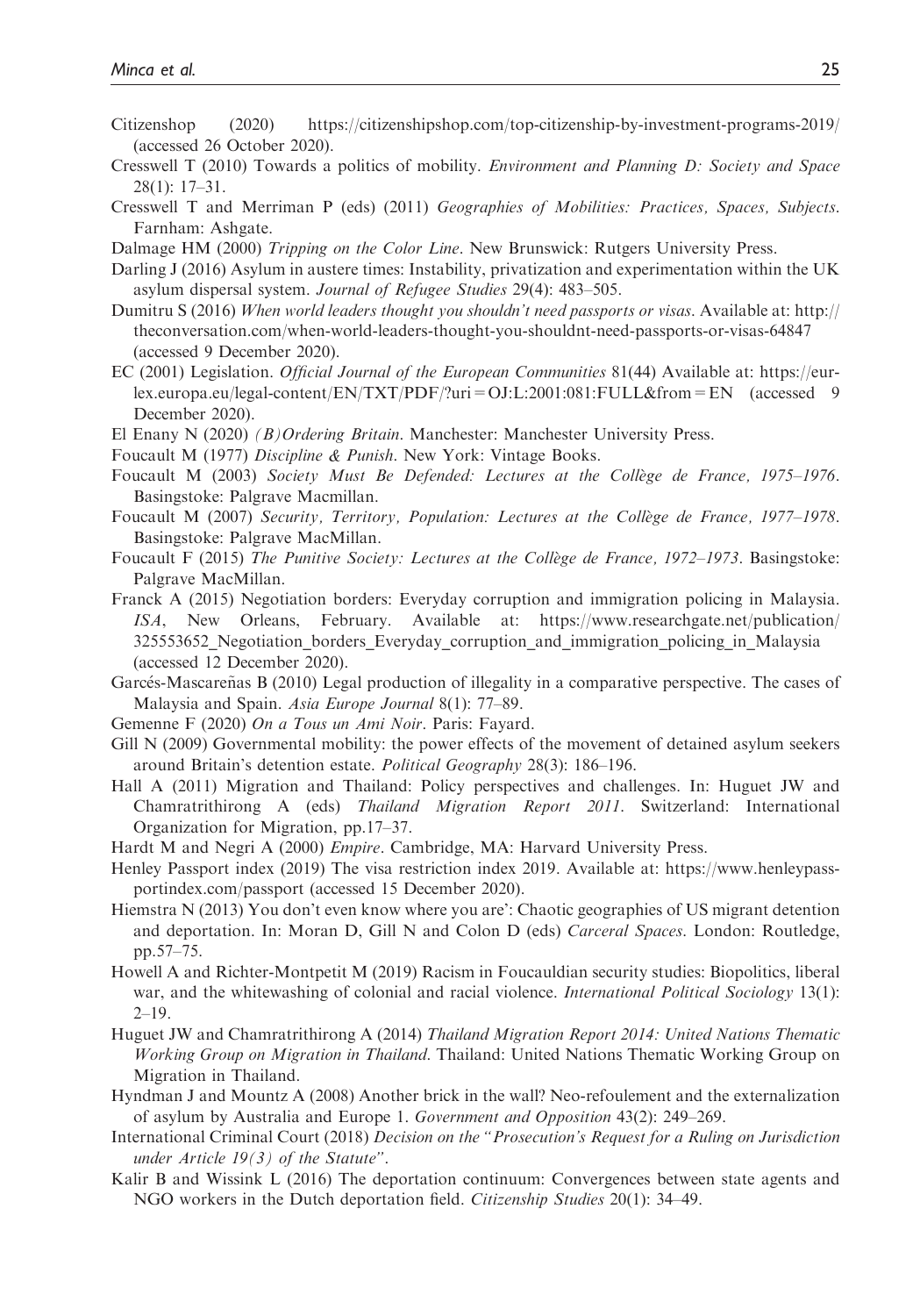Citizenshop (2020) https://citizenshipshop.com/top-citizenship-by-investment-programs-2019/ (accessed 26 October 2020).

Cresswell T (2010) Towards a politics of mobility. *Environment and Planning D: Society and Space* 28(1): 17–31.

Cresswell T and Merriman P (eds) (2011) *Geographies of Mobilities: Practices, Spaces, Subjects*. Farnham: Ashgate.

Dalmage HM (2000) *Tripping on the Color Line*. New Brunswick: Rutgers University Press.

Darling J (2016) Asylum in austere times: Instability, privatization and experimentation within the UK asylum dispersal system. *Journal of Refugee Studies* 29(4): 483–505.

Dumitru S (2016) *When world leaders thought you shouldn't need passports or visas*. Available at: http://theconversation.com/when-world-leaders-thought-you-shouldnt-need-passports-or-visas-64847 (accessed 9 December 2020).

EC (2001) Legislation. *Official Journal of the European Communities* 81(44) Available at: https://eur-lex.europa.eu/legal-content/EN/TXT/PDF/?uri=OJ:L:2001:081:FULL&from=EN (accessed 9 December 2020).

El Enany N (2020) *(B)Ordering Britain*. Manchester: Manchester University Press.

Foucault M (1977) *Discipline & Punish*. New York: Vintage Books.

Foucault M (2003) *Society Must Be Defended: Lectures at the Collège de France, 1975–1976*. Basingstoke: Palgrave Macmillan.

Foucault M (2007) *Security, Territory, Population: Lectures at the Collège de France, 1977–1978*. Basingstoke: Palgrave MacMillan.

Foucault F (2015) *The Punitive Society: Lectures at the Collège de France, 1972–1973*. Basingstoke: Palgrave MacMillan.

Franck A (2015) Negotiation borders: Everyday corruption and immigration policing in Malaysia. *ISA*, New Orleans, February. Available at: https://www.researchgate.net/publication/325553652_Negotiation_borders_Everyday_corruption_and_immigration_policing_in_Malaysia (accessed 12 December 2020).

Garcés-Mascareñas B (2010) Legal production of illegality in a comparative perspective. The cases of Malaysia and Spain. *Asia Europe Journal* 8(1): 77–89.

Gemenne F (2020) *On a Tous un Ami Noir*. Paris: Fayard.

Gill N (2009) Governmental mobility: the power effects of the movement of detained asylum seekers around Britain's detention estate. *Political Geography* 28(3): 186–196.

Hall A (2011) Migration and Thailand: Policy perspectives and challenges. In: Huguet JW and Chamratrithirong A (eds) *Thailand Migration Report 2011*. Switzerland: International Organization for Migration, pp.17–37.

Hardt M and Negri A (2000) *Empire*. Cambridge, MA: Harvard University Press.

Henley Passport index (2019) The visa restriction index 2019. Available at: https://www.henleypassportindex.com/passport (accessed 15 December 2020).

Hiemstra N (2013) You don't even know where you are': Chaotic geographies of US migrant detention and deportation. In: Moran D, Gill N and Colon D (eds) *Carceral Spaces*. London: Routledge, pp.57–75.

Howell A and Richter-Montpetit M (2019) Racism in Foucauldian security studies: Biopolitics, liberal war, and the whitewashing of colonial and racial violence. *International Political Sociology* 13(1): 2–19.

Huguet JW and Chamratrithirong A (2014) *Thailand Migration Report 2014: United Nations Thematic Working Group on Migration in Thailand*. Thailand: United Nations Thematic Working Group on Migration in Thailand.

Hyndman J and Mountz A (2008) Another brick in the wall? Neo-refoulement and the externalization of asylum by Australia and Europe 1. *Government and Opposition* 43(2): 249–269.

International Criminal Court (2018) *Decision on the "Prosecution's Request for a Ruling on Jurisdiction under Article 19(3) of the Statute"*.

Kalir B and Wissink L (2016) The deportation continuum: Convergences between state agents and NGO workers in the Dutch deportation field. *Citizenship Studies* 20(1): 34–49.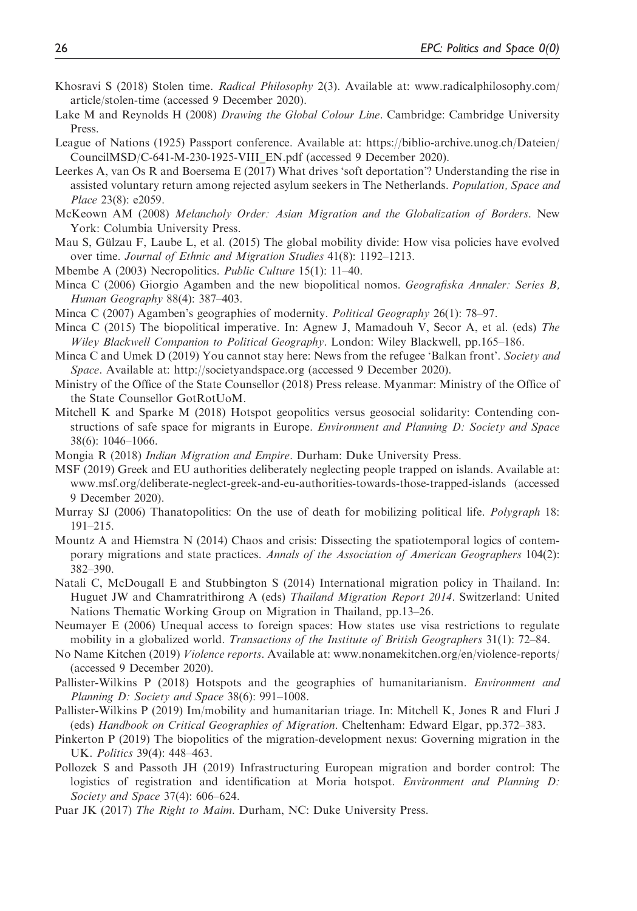Khosravi S (2018) Stolen time. *Radical Philosophy* 2(3). Available at: www.radicalphilosophy.com/article/stolen-time (accessed 9 December 2020).

Lake M and Reynolds H (2008) *Drawing the Global Colour Line*. Cambridge: Cambridge University Press.

League of Nations (1925) Passport conference. Available at: https://biblio-archive.unog.ch/Dateien/CouncilMSD/C-641-M-230-1925-VIII_EN.pdf (accessed 9 December 2020).

Leerkes A, van Os R and Boersema E (2017) What drives 'soft deportation'? Understanding the rise in assisted voluntary return among rejected asylum seekers in The Netherlands. *Population, Space and Place* 23(8): e2059.

McKeown AM (2008) *Melancholy Order: Asian Migration and the Globalization of Borders*. New York: Columbia University Press.

Mau S, Gülzau F, Laube L, et al. (2015) The global mobility divide: How visa policies have evolved over time. *Journal of Ethnic and Migration Studies* 41(8): 1192–1213.

Mbembe A (2003) Necropolitics. *Public Culture* 15(1): 11–40.

Minca C (2006) Giorgio Agamben and the new biopolitical nomos. *Geografiska Annaler: Series B, Human Geography* 88(4): 387–403.

Minca C (2007) Agamben's geographies of modernity. *Political Geography* 26(1): 78–97.

Minca C (2015) The biopolitical imperative. In: Agnew J, Mamadouh V, Secor A, et al. (eds) *The Wiley Blackwell Companion to Political Geography*. London: Wiley Blackwell, pp.165–186.

Minca C and Umek D (2019) You cannot stay here: News from the refugee 'Balkan front'. *Society and Space*. Available at: http://societyandspace.org (accessed 9 December 2020).

Ministry of the Office of the State Counsellor (2018) Press release. Myanmar: Ministry of the Office of the State Counsellor GotRotUoM.

Mitchell K and Sparke M (2018) Hotspot geopolitics versus geosocial solidarity: Contending constructions of safe space for migrants in Europe. *Environment and Planning D: Society and Space* 38(6): 1046–1066.

Mongia R (2018) *Indian Migration and Empire*. Durham: Duke University Press.

MSF (2019) Greek and EU authorities deliberately neglecting people trapped on islands. Available at: www.msf.org/deliberate-neglect-greek-and-eu-authorities-towards-those-trapped-islands (accessed 9 December 2020).

Murray SJ (2006) Thanatopolitics: On the use of death for mobilizing political life. *Polygraph* 18: 191–215.

Mountz A and Hiemstra N (2014) Chaos and crisis: Dissecting the spatiotemporal logics of contemporary migrations and state practices. *Annals of the Association of American Geographers* 104(2): 382–390.

Natali C, McDougall E and Stubbington S (2014) International migration policy in Thailand. In: Huguet JW and Chamratrithirong A (eds) *Thailand Migration Report 2014*. Switzerland: United Nations Thematic Working Group on Migration in Thailand, pp.13–26.

Neumayer E (2006) Unequal access to foreign spaces: How states use visa restrictions to regulate mobility in a globalized world. *Transactions of the Institute of British Geographers* 31(1): 72–84.

No Name Kitchen (2019) *Violence reports*. Available at: www.nonamekitchen.org/en/violence-reports/ (accessed 9 December 2020).

Pallister-Wilkins P (2018) Hotspots and the geographies of humanitarianism. *Environment and Planning D: Society and Space* 38(6): 991–1008.

Pallister-Wilkins P (2019) Im/mobility and humanitarian triage. In: Mitchell K, Jones R and Fluri J (eds) *Handbook on Critical Geographies of Migration*. Cheltenham: Edward Elgar, pp.372–383.

Pinkerton P (2019) The biopolitics of the migration-development nexus: Governing migration in the UK. *Politics* 39(4): 448–463.

Pollozek S and Passoth JH (2019) Infrastructuring European migration and border control: The logistics of registration and identification at Moria hotspot. *Environment and Planning D: Society and Space* 37(4): 606–624.

Puar JK (2017) *The Right to Maim*. Durham, NC: Duke University Press.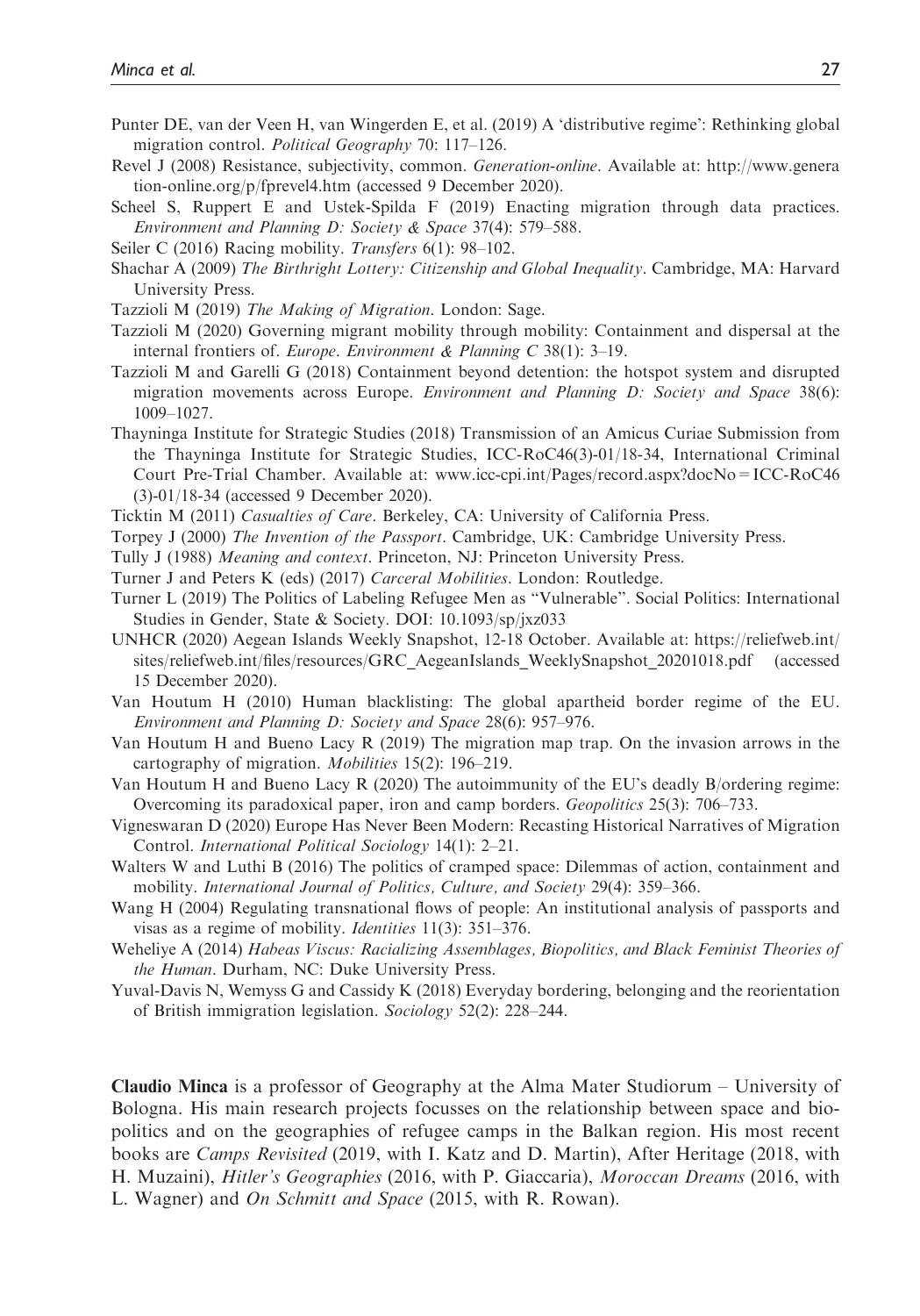Punter DE, van der Veen H, van Wingerden E, et al. (2019) A 'distributive regime': Rethinking global migration control. *Political Geography* 70: 117–126.

Revel J (2008) Resistance, subjectivity, common. *Generation-online*. Available at: http://www.generation-online.org/p/fprevel4.htm (accessed 9 December 2020).

Scheel S, Ruppert E and Ustek-Spilda F (2019) Enacting migration through data practices. *Environment and Planning D: Society & Space* 37(4): 579–588.

Seiler C (2016) Racing mobility. *Transfers* 6(1): 98–102.

Shachar A (2009) *The Birthright Lottery: Citizenship and Global Inequality*. Cambridge, MA: Harvard University Press.

Tazzioli M (2019) *The Making of Migration*. London: Sage.

Tazzioli M (2020) Governing migrant mobility through mobility: Containment and dispersal at the internal frontiers of. *Europe. Environment & Planning C* 38(1): 3–19.

Tazzioli M and Garelli G (2018) Containment beyond detention: the hotspot system and disrupted migration movements across Europe. *Environment and Planning D: Society and Space* 38(6): 1009–1027.

Thayninga Institute for Strategic Studies (2018) Transmission of an Amicus Curiae Submission from the Thayninga Institute for Strategic Studies, ICC-RoC46(3)-01/18-34, International Criminal Court Pre-Trial Chamber. Available at: www.icc-cpi.int/Pages/record.aspx?docNo = ICC-RoC46(3)-01/18-34 (accessed 9 December 2020).

Ticktin M (2011) *Casualties of Care*. Berkeley, CA: University of California Press.

Torpey J (2000) *The Invention of the Passport*. Cambridge, UK: Cambridge University Press.

Tully J (1988) *Meaning and context*. Princeton, NJ: Princeton University Press.

Turner J and Peters K (eds) (2017) *Carceral Mobilities*. London: Routledge.

Turner L (2019) The Politics of Labeling Refugee Men as "Vulnerable". Social Politics: International Studies in Gender, State & Society. DOI: 10.1093/sp/jxz033

UNHCR (2020) Aegean Islands Weekly Snapshot, 12-18 October. Available at: https://reliefweb.int/sites/reliefweb.int/files/resources/GRC_AegeanIslands_WeeklySnapshot_20201018.pdf (accessed 15 December 2020).

Van Houtum H (2010) Human blacklisting: The global apartheid border regime of the EU. *Environment and Planning D: Society and Space* 28(6): 957–976.

Van Houtum H and Bueno Lacy R (2019) The migration map trap. On the invasion arrows in the cartography of migration. *Mobilities* 15(2): 196–219.

Van Houtum H and Bueno Lacy R (2020) The autoimmunity of the EU's deadly B/ordering regime: Overcoming its paradoxical paper, iron and camp borders. *Geopolitics* 25(3): 706–733.

Vigneswaran D (2020) Europe Has Never Been Modern: Recasting Historical Narratives of Migration Control. *International Political Sociology* 14(1): 2–21.

Walters W and Luthi B (2016) The politics of cramped space: Dilemmas of action, containment and mobility. *International Journal of Politics, Culture, and Society* 29(4): 359–366.

Wang H (2004) Regulating transnational flows of people: An institutional analysis of passports and visas as a regime of mobility. *Identities* 11(3): 351–376.

Weheliye A (2014) *Habeas Viscus: Racializing Assemblages, Biopolitics, and Black Feminist Theories of the Human*. Durham, NC: Duke University Press.

Yuval-Davis N, Wemyss G and Cassidy K (2018) Everyday bordering, belonging and the reorientation of British immigration legislation. *Sociology* 52(2): 228–244.

**Claudio Minca** is a professor of Geography at the Alma Mater Studiorum – University of Bologna. His main research projects focusses on the relationship between space and biopolitics and on the geographies of refugee camps in the Balkan region. His most recent books are *Camps Revisited* (2019, with I. Katz and D. Martin), After Heritage (2018, with H. Muzaini), *Hitler's Geographies* (2016, with P. Giaccaria), *Moroccan Dreams* (2016, with L. Wagner) and *On Schmitt and Space* (2015, with R. Rowan).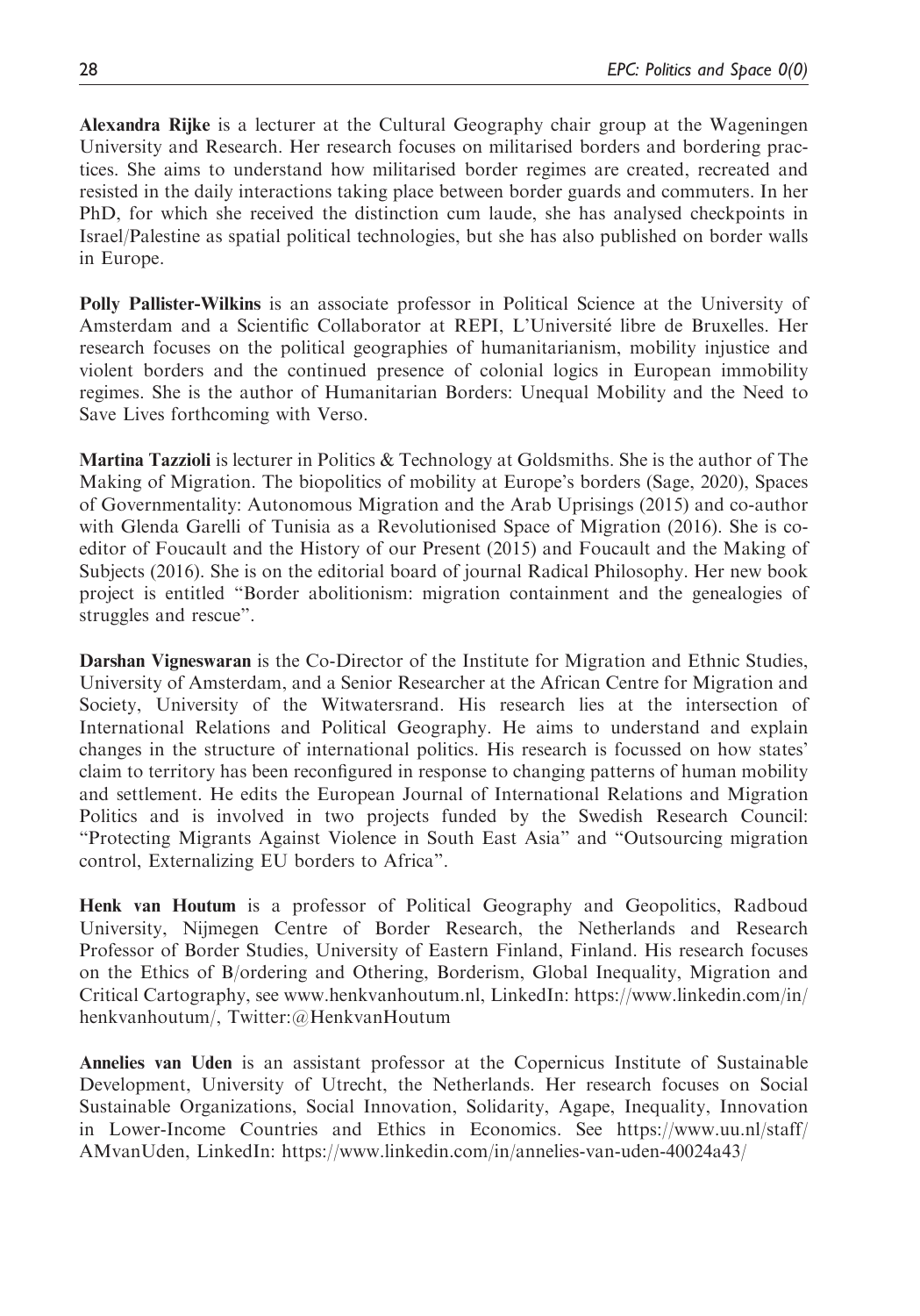**Alexandra Rijke** is a lecturer at the Cultural Geography chair group at the Wageningen University and Research. Her research focuses on militarised borders and bordering practices. She aims to understand how militarised border regimes are created, recreated and resisted in the daily interactions taking place between border guards and commuters. In her PhD, for which she received the distinction cum laude, she has analysed checkpoints in Israel/Palestine as spatial political technologies, but she has also published on border walls in Europe.

**Polly Pallister-Wilkins** is an associate professor in Political Science at the University of Amsterdam and a Scientific Collaborator at REPI, L'Université libre de Bruxelles. Her research focuses on the political geographies of humanitarianism, mobility injustice and violent borders and the continued presence of colonial logics in European immobility regimes. She is the author of Humanitarian Borders: Unequal Mobility and the Need to Save Lives forthcoming with Verso.

**Martina Tazzioli** is lecturer in Politics & Technology at Goldsmiths. She is the author of The Making of Migration. The biopolitics of mobility at Europe's borders (Sage, 2020), Spaces of Governmentality: Autonomous Migration and the Arab Uprisings (2015) and co-author with Glenda Garelli of Tunisia as a Revolutionised Space of Migration (2016). She is co-editor of Foucault and the History of our Present (2015) and Foucault and the Making of Subjects (2016). She is on the editorial board of journal Radical Philosophy. Her new book project is entitled "Border abolitionism: migration containment and the genealogies of struggles and rescue".

**Darshan Vigneswaran** is the Co-Director of the Institute for Migration and Ethnic Studies, University of Amsterdam, and a Senior Researcher at the African Centre for Migration and Society, University of the Witwatersrand. His research lies at the intersection of International Relations and Political Geography. He aims to understand and explain changes in the structure of international politics. His research is focussed on how states' claim to territory has been reconfigured in response to changing patterns of human mobility and settlement. He edits the European Journal of International Relations and Migration Politics and is involved in two projects funded by the Swedish Research Council: "Protecting Migrants Against Violence in South East Asia" and "Outsourcing migration control, Externalizing EU borders to Africa".

**Henk van Houtum** is a professor of Political Geography and Geopolitics, Radboud University, Nijmegen Centre of Border Research, the Netherlands and Research Professor of Border Studies, University of Eastern Finland, Finland. His research focuses on the Ethics of B/ordering and Othering, Borderism, Global Inequality, Migration and Critical Cartography, see www.henkvanhoutum.nl, LinkedIn: https://www.linkedin.com/in/henkvanhoutum/, Twitter:@HenkvanHoutum

**Annelies van Uden** is an assistant professor at the Copernicus Institute of Sustainable Development, University of Utrecht, the Netherlands. Her research focuses on Social Sustainable Organizations, Social Innovation, Solidarity, Agape, Inequality, Innovation in Lower-Income Countries and Ethics in Economics. See https://www.uu.nl/staff/AMvanUden, LinkedIn: https://www.linkedin.com/in/annelies-van-uden-40024a43/